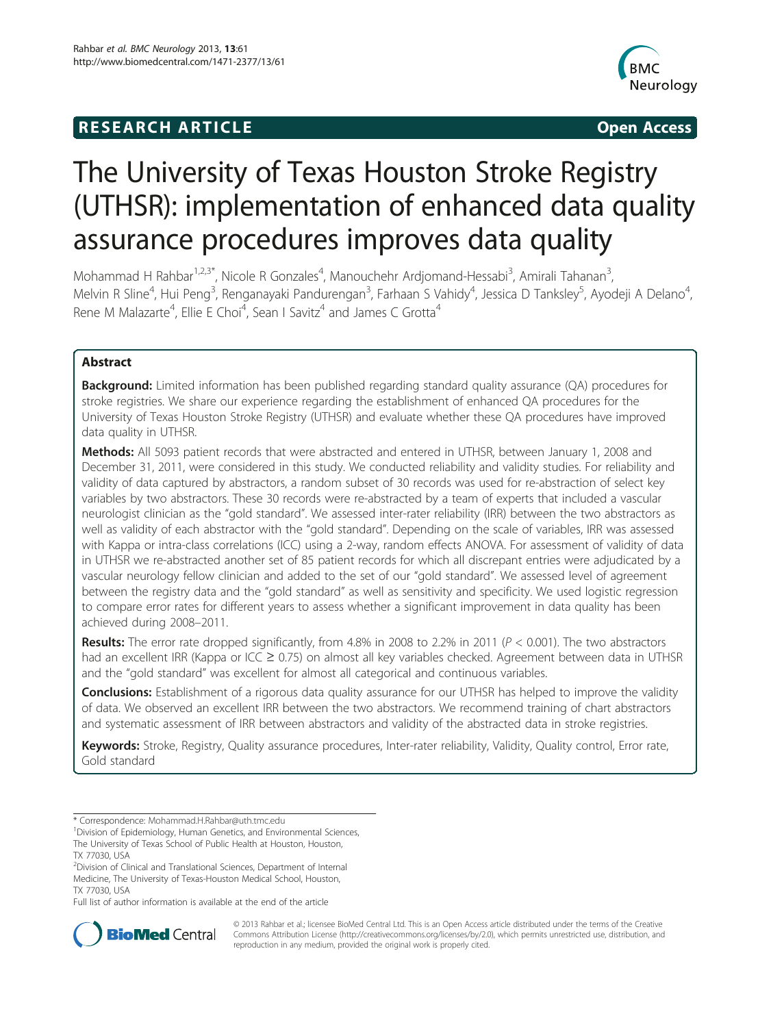**RESEARCH ARTICLE** **Open Access**

# The University of Texas Houston Stroke Registry (UTHSR): implementation of enhanced data quality assurance procedures improves data quality

Mohammad H Rahbar[1,2,3*], Nicole R Gonzales[4], Manouchehr Ardjomand-Hessabi[3], Amirali Tahanan[3], Melvin R Sline[4], Hui Peng[3], Renganayaki Pandurengan[3], Farhaan S Vahidy[4], Jessica D Tanksley[5], Ayodeji A Delano[4], Rene M Malazarte[4], Ellie E Choi[4], Sean I Savitz[4] and James C Grotta[4]

## Abstract

**Background:** Limited information has been published regarding standard quality assurance (QA) procedures for stroke registries. We share our experience regarding the establishment of enhanced QA procedures for the University of Texas Houston Stroke Registry (UTHSR) and evaluate whether these QA procedures have improved data quality in UTHSR.

**Methods:** All 5093 patient records that were abstracted and entered in UTHSR, between January 1, 2008 and December 31, 2011, were considered in this study. We conducted reliability and validity studies. For reliability and validity of data captured by abstractors, a random subset of 30 records was used for re-abstraction of select key variables by two abstractors. These 30 records were re-abstracted by a team of experts that included a vascular neurologist clinician as the "gold standard". We assessed inter-rater reliability (IRR) between the two abstractors as well as validity of each abstractor with the "gold standard". Depending on the scale of variables, IRR was assessed with Kappa or intra-class correlations (ICC) using a 2-way, random effects ANOVA. For assessment of validity of data in UTHSR we re-abstracted another set of 85 patient records for which all discrepant entries were adjudicated by a vascular neurology fellow clinician and added to the set of our "gold standard". We assessed level of agreement between the registry data and the "gold standard" as well as sensitivity and specificity. We used logistic regression to compare error rates for different years to assess whether a significant improvement in data quality has been achieved during 2008–2011.

**Results:** The error rate dropped significantly, from 4.8% in 2008 to 2.2% in 2011 ($P < 0.001$). The two abstractors had an excellent IRR (Kappa or ICC ≥ 0.75) on almost all key variables checked. Agreement between data in UTHSR and the "gold standard" was excellent for almost all categorical and continuous variables.

**Conclusions:** Establishment of a rigorous data quality assurance for our UTHSR has helped to improve the validity of data. We observed an excellent IRR between the two abstractors. We recommend training of chart abstractors and systematic assessment of IRR between abstractors and validity of the abstracted data in stroke registries.

**Keywords:** Stroke, Registry, Quality assurance procedures, Inter-rater reliability, Validity, Quality control, Error rate, Gold standard

---

* Correspondence: Mohammad.H.Rahbar@uth.tmc.edu

[1]Division of Epidemiology, Human Genetics, and Environmental Sciences, The University of Texas School of Public Health at Houston, Houston, TX 77030, USA

[2]Division of Clinical and Translational Sciences, Department of Internal Medicine, The University of Texas-Houston Medical School, Houston, TX 77030, USA

Full list of author information is available at the end of the article

© 2013 Rahbar et al.; licensee BioMed Central Ltd. This is an Open Access article distributed under the terms of the Creative Commons Attribution License (http://creativecommons.org/licenses/by/2.0), which permits unrestricted use, distribution, and reproduction in any medium, provided the original work is properly cited.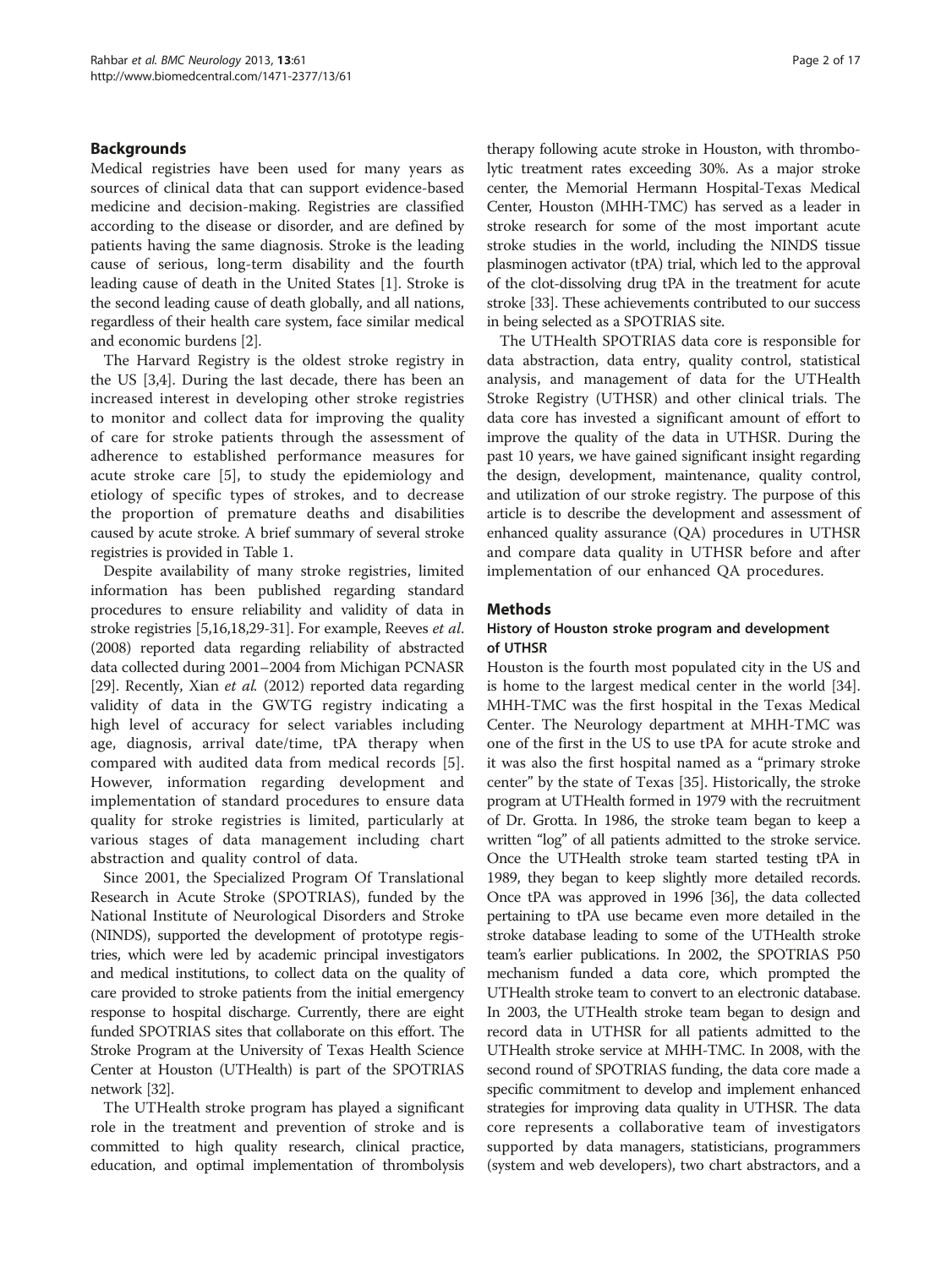## Backgrounds

Medical registries have been used for many years as sources of clinical data that can support evidence-based medicine and decision-making. Registries are classified according to the disease or disorder, and are defined by patients having the same diagnosis. Stroke is the leading cause of serious, long-term disability and the fourth leading cause of death in the United States [1]. Stroke is the second leading cause of death globally, and all nations, regardless of their health care system, face similar medical and economic burdens [2].

The Harvard Registry is the oldest stroke registry in the US [3,4]. During the last decade, there has been an increased interest in developing other stroke registries to monitor and collect data for improving the quality of care for stroke patients through the assessment of adherence to established performance measures for acute stroke care [5], to study the epidemiology and etiology of specific types of strokes, and to decrease the proportion of premature deaths and disabilities caused by acute stroke. A brief summary of several stroke registries is provided in Table 1.

Despite availability of many stroke registries, limited information has been published regarding standard procedures to ensure reliability and validity of data in stroke registries [5,16,18,29-31]. For example, Reeves *et al*. (2008) reported data regarding reliability of abstracted data collected during 2001–2004 from Michigan PCNASR [29]. Recently, Xian *et al*. (2012) reported data regarding validity of data in the GWTG registry indicating a high level of accuracy for select variables including age, diagnosis, arrival date/time, tPA therapy when compared with audited data from medical records [5]. However, information regarding development and implementation of standard procedures to ensure data quality for stroke registries is limited, particularly at various stages of data management including chart abstraction and quality control of data.

Since 2001, the Specialized Program Of Translational Research in Acute Stroke (SPOTRIAS), funded by the National Institute of Neurological Disorders and Stroke (NINDS), supported the development of prototype registries, which were led by academic principal investigators and medical institutions, to collect data on the quality of care provided to stroke patients from the initial emergency response to hospital discharge. Currently, there are eight funded SPOTRIAS sites that collaborate on this effort. The Stroke Program at the University of Texas Health Science Center at Houston (UTHealth) is part of the SPOTRIAS network [32].

The UTHealth stroke program has played a significant role in the treatment and prevention of stroke and is committed to high quality research, clinical practice, education, and optimal implementation of thrombolysis therapy following acute stroke in Houston, with thrombolytic treatment rates exceeding 30%. As a major stroke center, the Memorial Hermann Hospital-Texas Medical Center, Houston (MHH-TMC) has served as a leader in stroke research for some of the most important acute stroke studies in the world, including the NINDS tissue plasminogen activator (tPA) trial, which led to the approval of the clot-dissolving drug tPA in the treatment for acute stroke [33]. These achievements contributed to our success in being selected as a SPOTRIAS site.

The UTHealth SPOTRIAS data core is responsible for data abstraction, data entry, quality control, statistical analysis, and management of data for the UTHealth Stroke Registry (UTHSR) and other clinical trials. The data core has invested a significant amount of effort to improve the quality of the data in UTHSR. During the past 10 years, we have gained significant insight regarding the design, development, maintenance, quality control, and utilization of our stroke registry. The purpose of this article is to describe the development and assessment of enhanced quality assurance (QA) procedures in UTHSR and compare data quality in UTHSR before and after implementation of our enhanced QA procedures.

## Methods

### History of Houston stroke program and development of UTHSR

Houston is the fourth most populated city in the US and is home to the largest medical center in the world [34]. MHH-TMC was the first hospital in the Texas Medical Center. The Neurology department at MHH-TMC was one of the first in the US to use tPA for acute stroke and it was also the first hospital named as a "primary stroke center" by the state of Texas [35]. Historically, the stroke program at UTHealth formed in 1979 with the recruitment of Dr. Grotta. In 1986, the stroke team began to keep a written "log" of all patients admitted to the stroke service. Once the UTHealth stroke team started testing tPA in 1989, they began to keep slightly more detailed records. Once tPA was approved in 1996 [36], the data collected pertaining to tPA use became even more detailed in the stroke database leading to some of the UTHealth stroke team's earlier publications. In 2002, the SPOTRIAS P50 mechanism funded a data core, which prompted the UTHealth stroke team to convert to an electronic database. In 2003, the UTHealth stroke team began to design and record data in UTHSR for all patients admitted to the UTHealth stroke service at MHH-TMC. In 2008, with the second round of SPOTRIAS funding, the data core made a specific commitment to develop and implement enhanced strategies for improving data quality in UTHSR. The data core represents a collaborative team of investigators supported by data managers, statisticians, programmers (system and web developers), two chart abstractors, and a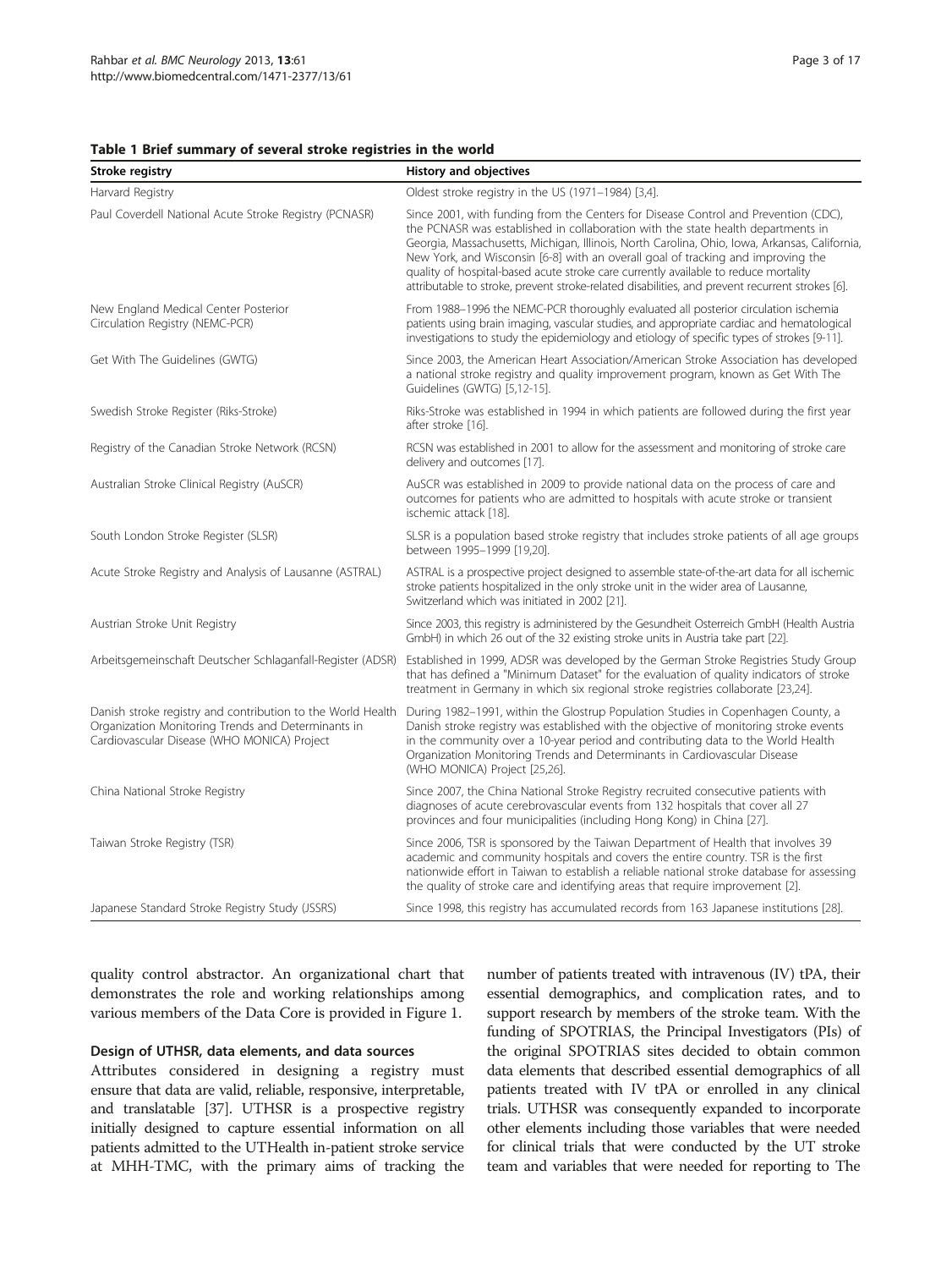**Table 1 Brief summary of several stroke registries in the world**

| Stroke registry | History and objectives |
|---|---|
| Harvard Registry | Oldest stroke registry in the US (1971–1984) [3,4]. |
| Paul Coverdell National Acute Stroke Registry (PCNASR) | Since 2001, with funding from the Centers for Disease Control and Prevention (CDC), the PCNASR was established in collaboration with the state health departments in Georgia, Massachusetts, Michigan, Illinois, North Carolina, Ohio, Iowa, Arkansas, California, New York, and Wisconsin [6-8] with an overall goal of tracking and improving the quality of hospital-based acute stroke care currently available to reduce mortality attributable to stroke, prevent stroke-related disabilities, and prevent recurrent strokes [6]. |
| New England Medical Center Posterior Circulation Registry (NEMC-PCR) | From 1988–1996 the NEMC-PCR thoroughly evaluated all posterior circulation ischemia patients using brain imaging, vascular studies, and appropriate cardiac and hematological investigations to study the epidemiology and etiology of specific types of strokes [9-11]. |
| Get With The Guidelines (GWTG) | Since 2003, the American Heart Association/American Stroke Association has developed a national stroke registry and quality improvement program, known as Get With The Guidelines (GWTG) [5,12-15]. |
| Swedish Stroke Register (Riks-Stroke) | Riks-Stroke was established in 1994 in which patients are followed during the first year after stroke [16]. |
| Registry of the Canadian Stroke Network (RCSN) | RCSN was established in 2001 to allow for the assessment and monitoring of stroke care delivery and outcomes [17]. |
| Australian Stroke Clinical Registry (AuSCR) | AuSCR was established in 2009 to provide national data on the process of care and outcomes for patients who are admitted to hospitals with acute stroke or transient ischemic attack [18]. |
| South London Stroke Register (SLSR) | SLSR is a population based stroke registry that includes stroke patients of all age groups between 1995–1999 [19,20]. |
| Acute Stroke Registry and Analysis of Lausanne (ASTRAL) | ASTRAL is a prospective project designed to assemble state-of-the-art data for all ischemic stroke patients hospitalized in the only stroke unit in the wider area of Lausanne, Switzerland which was initiated in 2002 [21]. |
| Austrian Stroke Unit Registry | Since 2003, this registry is administered by the Gesundheit Osterreich GmbH (Health Austria GmbH) in which 26 out of the 32 existing stroke units in Austria take part [22]. |
| Arbeitsgemeinschaft Deutscher Schlaganfall-Register (ADSR) | Established in 1999, ADSR was developed by the German Stroke Registries Study Group that has defined a "Minimum Dataset" for the evaluation of quality indicators of stroke treatment in Germany in which six regional stroke registries collaborate [23,24]. |
| Danish stroke registry and contribution to the World Health Organization Monitoring Trends and Determinants in Cardiovascular Disease (WHO MONICA) Project | During 1982–1991, within the Glostrup Population Studies in Copenhagen County, a Danish stroke registry was established with the objective of monitoring stroke events in the community over a 10-year period and contributing data to the World Health Organization Monitoring Trends and Determinants in Cardiovascular Disease (WHO MONICA) Project [25,26]. |
| China National Stroke Registry | Since 2007, the China National Stroke Registry recruited consecutive patients with diagnoses of acute cerebrovascular events from 132 hospitals that cover all 27 provinces and four municipalities (including Hong Kong) in China [27]. |
| Taiwan Stroke Registry (TSR) | Since 2006, TSR is sponsored by the Taiwan Department of Health that involves 39 academic and community hospitals and covers the entire country. TSR is the first nationwide effort in Taiwan to establish a reliable national stroke database for assessing the quality of stroke care and identifying areas that require improvement [2]. |
| Japanese Standard Stroke Registry Study (JSSRS) | Since 1998, this registry has accumulated records from 163 Japanese institutions [28]. |

quality control abstractor. An organizational chart that demonstrates the role and working relationships among various members of the Data Core is provided in Figure 1.

### Design of UTHSR, data elements, and data sources

Attributes considered in designing a registry must ensure that data are valid, reliable, responsive, interpretable, and translatable [37]. UTHSR is a prospective registry initially designed to capture essential information on all patients admitted to the UTHealth in-patient stroke service at MHH-TMC, with the primary aims of tracking the number of patients treated with intravenous (IV) tPA, their essential demographics, and complication rates, and to support research by members of the stroke team. With the funding of SPOTRIAS, the Principal Investigators (PIs) of the original SPOTRIAS sites decided to obtain common data elements that described essential demographics of all patients treated with IV tPA or enrolled in any clinical trials. UTHSR was consequently expanded to incorporate other elements including those variables that were needed for clinical trials that were conducted by the UT stroke team and variables that were needed for reporting to The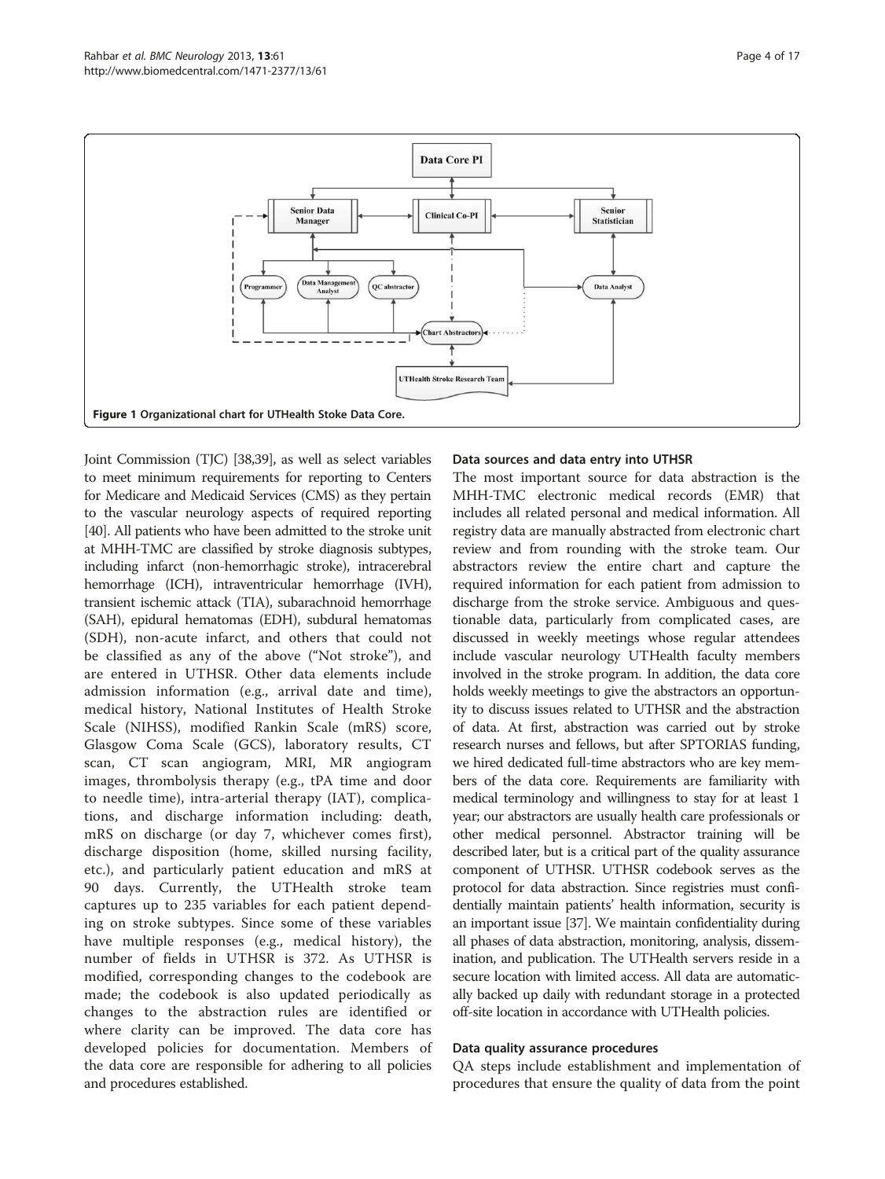Data Core PI

Senior Data Manager

Clinical Co-PI

Senior Statistician

Programmer

Data Management Analyst

QC abstractor

Data Analyst

Chart Abstractors

UTHealth Stroke Research Team

**Figure 1 Organizational chart for UTHealth Stoke Data Core.**

Joint Commission (TJC) [38,39], as well as select variables to meet minimum requirements for reporting to Centers for Medicare and Medicaid Services (CMS) as they pertain to the vascular neurology aspects of required reporting [40]. All patients who have been admitted to the stroke unit at MHH-TMC are classified by stroke diagnosis subtypes, including infarct (non-hemorrhagic stroke), intracerebral hemorrhage (ICH), intraventricular hemorrhage (IVH), transient ischemic attack (TIA), subarachnoid hemorrhage (SAH), epidural hematomas (EDH), subdural hematomas (SDH), non-acute infarct, and others that could not be classified as any of the above ("Not stroke"), and are entered in UTHSR. Other data elements include admission information (e.g., arrival date and time), medical history, National Institutes of Health Stroke Scale (NIHSS), modified Rankin Scale (mRS) score, Glasgow Coma Scale (GCS), laboratory results, CT scan, CT scan angiogram, MRI, MR angiogram images, thrombolysis therapy (e.g., tPA time and door to needle time), intra-arterial therapy (IAT), complications, and discharge information including: death, mRS on discharge (or day 7, whichever comes first), discharge disposition (home, skilled nursing facility, etc.), and particularly patient education and mRS at 90 days. Currently, the UTHealth stroke team captures up to 235 variables for each patient depending on stroke subtypes. Since some of these variables have multiple responses (e.g., medical history), the number of fields in UTHSR is 372. As UTHSR is modified, corresponding changes to the codebook are made; the codebook is also updated periodically as changes to the abstraction rules are identified or where clarity can be improved. The data core has developed policies for documentation. Members of the data core are responsible for adhering to all policies and procedures established.

### Data sources and data entry into UTHSR

The most important source for data abstraction is the MHH-TMC electronic medical records (EMR) that includes all related personal and medical information. All registry data are manually abstracted from electronic chart review and from rounding with the stroke team. Our abstractors review the entire chart and capture the required information for each patient from admission to discharge from the stroke service. Ambiguous and questionable data, particularly from complicated cases, are discussed in weekly meetings whose regular attendees include vascular neurology UTHealth faculty members involved in the stroke program. In addition, the data core holds weekly meetings to give the abstractors an opportunity to discuss issues related to UTHSR and the abstraction of data. At first, abstraction was carried out by stroke research nurses and fellows, but after SPTORIAS funding, we hired dedicated full-time abstractors who are key members of the data core. Requirements are familiarity with medical terminology and willingness to stay for at least 1 year; our abstractors are usually health care professionals or other medical personnel. Abstractor training will be described later, but is a critical part of the quality assurance component of UTHSR. UTHSR codebook serves as the protocol for data abstraction. Since registries must confidentially maintain patients' health information, security is an important issue [37]. We maintain confidentiality during all phases of data abstraction, monitoring, analysis, dissemination, and publication. The UTHealth servers reside in a secure location with limited access. All data are automatically backed up daily with redundant storage in a protected off-site location in accordance with UTHealth policies.

### Data quality assurance procedures

QA steps include establishment and implementation of procedures that ensure the quality of data from the point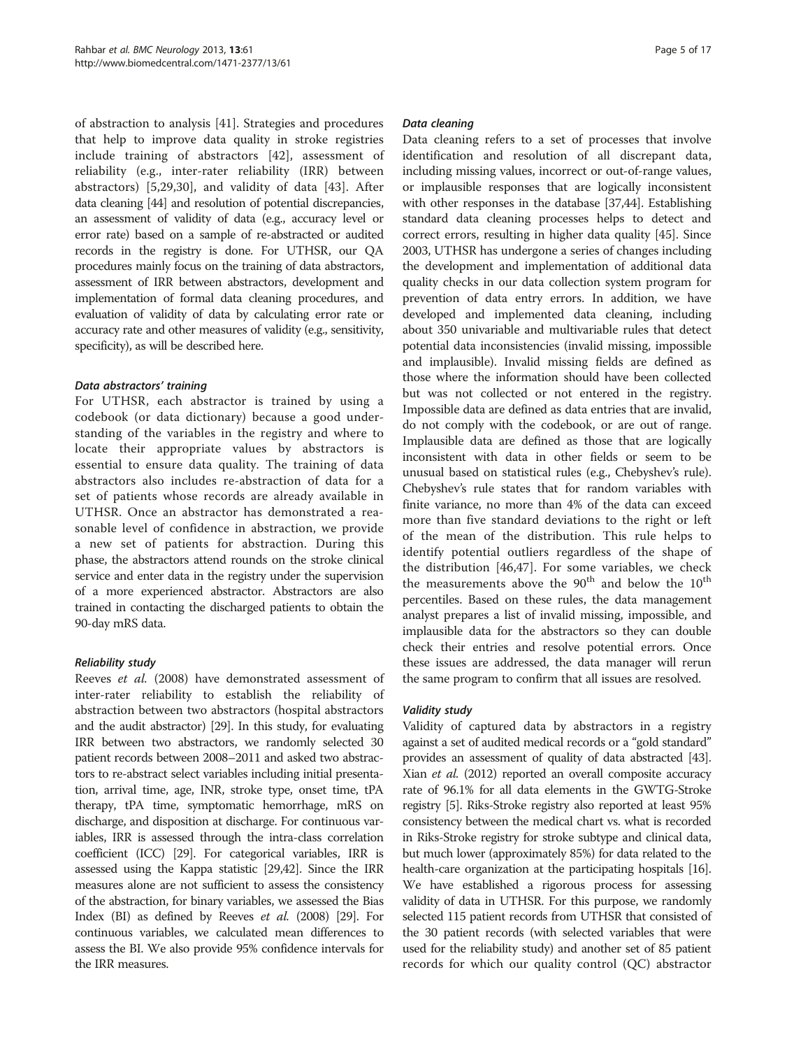of abstraction to analysis [41]. Strategies and procedures that help to improve data quality in stroke registries include training of abstractors [42], assessment of reliability (e.g., inter-rater reliability (IRR) between abstractors) [5,29,30], and validity of data [43]. After data cleaning [44] and resolution of potential discrepancies, an assessment of validity of data (e.g., accuracy level or error rate) based on a sample of re-abstracted or audited records in the registry is done. For UTHSR, our QA procedures mainly focus on the training of data abstractors, assessment of IRR between abstractors, development and implementation of formal data cleaning procedures, and evaluation of validity of data by calculating error rate or accuracy rate and other measures of validity (e.g., sensitivity, specificity), as will be described here.

#### *Data abstractors' training*

For UTHSR, each abstractor is trained by using a codebook (or data dictionary) because a good understanding of the variables in the registry and where to locate their appropriate values by abstractors is essential to ensure data quality. The training of data abstractors also includes re-abstraction of data for a set of patients whose records are already available in UTHSR. Once an abstractor has demonstrated a reasonable level of confidence in abstraction, we provide a new set of patients for abstraction. During this phase, the abstractors attend rounds on the stroke clinical service and enter data in the registry under the supervision of a more experienced abstractor. Abstractors are also trained in contacting the discharged patients to obtain the 90-day mRS data.

#### *Reliability study*

Reeves *et al.* (2008) have demonstrated assessment of inter-rater reliability to establish the reliability of abstraction between two abstractors (hospital abstractors and the audit abstractor) [29]. In this study, for evaluating IRR between two abstractors, we randomly selected 30 patient records between 2008–2011 and asked two abstractors to re-abstract select variables including initial presentation, arrival time, age, INR, stroke type, onset time, tPA therapy, tPA time, symptomatic hemorrhage, mRS on discharge, and disposition at discharge. For continuous variables, IRR is assessed through the intra-class correlation coefficient (ICC) [29]. For categorical variables, IRR is assessed using the Kappa statistic [29,42]. Since the IRR measures alone are not sufficient to assess the consistency of the abstraction, for binary variables, we assessed the Bias Index (BI) as defined by Reeves *et al.* (2008) [29]. For continuous variables, we calculated mean differences to assess the BI. We also provide 95% confidence intervals for the IRR measures.

#### *Data cleaning*

Data cleaning refers to a set of processes that involve identification and resolution of all discrepant data, including missing values, incorrect or out-of-range values, or implausible responses that are logically inconsistent with other responses in the database [37,44]. Establishing standard data cleaning processes helps to detect and correct errors, resulting in higher data quality [45]. Since 2003, UTHSR has undergone a series of changes including the development and implementation of additional data quality checks in our data collection system program for prevention of data entry errors. In addition, we have developed and implemented data cleaning, including about 350 univariable and multivariable rules that detect potential data inconsistencies (invalid missing, impossible and implausible). Invalid missing fields are defined as those where the information should have been collected but was not collected or not entered in the registry. Impossible data are defined as data entries that are invalid, do not comply with the codebook, or are out of range. Implausible data are defined as those that are logically inconsistent with data in other fields or seem to be unusual based on statistical rules (e.g., Chebyshev's rule). Chebyshev's rule states that for random variables with finite variance, no more than 4% of the data can exceed more than five standard deviations to the right or left of the mean of the distribution. This rule helps to identify potential outliers regardless of the shape of the distribution [46,47]. For some variables, we check the measurements above the $90^{th}$ and below the $10^{th}$ percentiles. Based on these rules, the data management analyst prepares a list of invalid missing, impossible, and implausible data for the abstractors so they can double check their entries and resolve potential errors. Once these issues are addressed, the data manager will rerun the same program to confirm that all issues are resolved.

#### *Validity study*

Validity of captured data by abstractors in a registry against a set of audited medical records or a "gold standard" provides an assessment of quality of data abstracted [43]. Xian *et al.* (2012) reported an overall composite accuracy rate of 96.1% for all data elements in the GWTG-Stroke registry [5]. Riks-Stroke registry also reported at least 95% consistency between the medical chart vs. what is recorded in Riks-Stroke registry for stroke subtype and clinical data, but much lower (approximately 85%) for data related to the health-care organization at the participating hospitals [16]. We have established a rigorous process for assessing validity of data in UTHSR. For this purpose, we randomly selected 115 patient records from UTHSR that consisted of the 30 patient records (with selected variables that were used for the reliability study) and another set of 85 patient records for which our quality control (QC) abstractor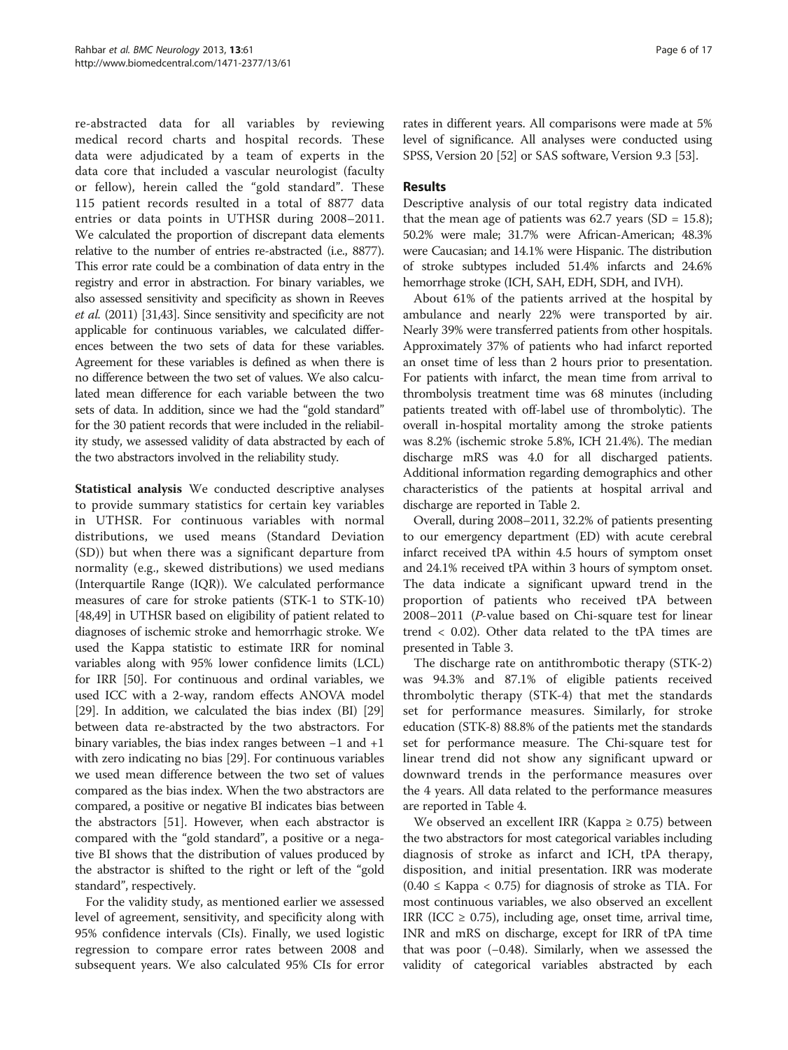re-abstracted data for all variables by reviewing medical record charts and hospital records. These data were adjudicated by a team of experts in the data core that included a vascular neurologist (faculty or fellow), herein called the "gold standard". These 115 patient records resulted in a total of 8877 data entries or data points in UTHSR during 2008–2011. We calculated the proportion of discrepant data elements relative to the number of entries re-abstracted (i.e., 8877). This error rate could be a combination of data entry in the registry and error in abstraction. For binary variables, we also assessed sensitivity and specificity as shown in Reeves *et al.* (2011) [31,43]. Since sensitivity and specificity are not applicable for continuous variables, we calculated differences between the two sets of data for these variables. Agreement for these variables is defined as when there is no difference between the two set of values. We also calculated mean difference for each variable between the two sets of data. In addition, since we had the "gold standard" for the 30 patient records that were included in the reliability study, we assessed validity of data abstracted by each of the two abstractors involved in the reliability study.

**Statistical analysis** We conducted descriptive analyses to provide summary statistics for certain key variables in UTHSR. For continuous variables with normal distributions, we used means (Standard Deviation (SD)) but when there was a significant departure from normality (e.g., skewed distributions) we used medians (Interquartile Range (IQR)). We calculated performance measures of care for stroke patients (STK-1 to STK-10) [48,49] in UTHSR based on eligibility of patient related to diagnoses of ischemic stroke and hemorrhagic stroke. We used the Kappa statistic to estimate IRR for nominal variables along with 95% lower confidence limits (LCL) for IRR [50]. For continuous and ordinal variables, we used ICC with a 2-way, random effects ANOVA model [29]. In addition, we calculated the bias index (BI) [29] between data re-abstracted by the two abstractors. For binary variables, the bias index ranges between −1 and +1 with zero indicating no bias [29]. For continuous variables we used mean difference between the two set of values compared as the bias index. When the two abstractors are compared, a positive or negative BI indicates bias between the abstractors [51]. However, when each abstractor is compared with the "gold standard", a positive or a negative BI shows that the distribution of values produced by the abstractor is shifted to the right or left of the "gold standard", respectively.

For the validity study, as mentioned earlier we assessed level of agreement, sensitivity, and specificity along with 95% confidence intervals (CIs). Finally, we used logistic regression to compare error rates between 2008 and subsequent years. We also calculated 95% CIs for error rates in different years. All comparisons were made at 5% level of significance. All analyses were conducted using SPSS, Version 20 [52] or SAS software, Version 9.3 [53].

## Results

Descriptive analysis of our total registry data indicated that the mean age of patients was 62.7 years (SD = 15.8); 50.2% were male; 31.7% were African-American; 48.3% were Caucasian; and 14.1% were Hispanic. The distribution of stroke subtypes included 51.4% infarcts and 24.6% hemorrhage stroke (ICH, SAH, EDH, SDH, and IVH).

About 61% of the patients arrived at the hospital by ambulance and nearly 22% were transported by air. Nearly 39% were transferred patients from other hospitals. Approximately 37% of patients who had infarct reported an onset time of less than 2 hours prior to presentation. For patients with infarct, the mean time from arrival to thrombolysis treatment time was 68 minutes (including patients treated with off-label use of thrombolytic). The overall in-hospital mortality among the stroke patients was 8.2% (ischemic stroke 5.8%, ICH 21.4%). The median discharge mRS was 4.0 for all discharged patients. Additional information regarding demographics and other characteristics of the patients at hospital arrival and discharge are reported in Table 2.

Overall, during 2008–2011, 32.2% of patients presenting to our emergency department (ED) with acute cerebral infarct received tPA within 4.5 hours of symptom onset and 24.1% received tPA within 3 hours of symptom onset. The data indicate a significant upward trend in the proportion of patients who received tPA between 2008–2011 (*P*-value based on Chi-square test for linear trend < 0.02). Other data related to the tPA times are presented in Table 3.

The discharge rate on antithrombotic therapy (STK-2) was 94.3% and 87.1% of eligible patients received thrombolytic therapy (STK-4) that met the standards set for performance measures. Similarly, for stroke education (STK-8) 88.8% of the patients met the standards set for performance measure. The Chi-square test for linear trend did not show any significant upward or downward trends in the performance measures over the 4 years. All data related to the performance measures are reported in Table 4.

We observed an excellent IRR (Kappa ≥ 0.75) between the two abstractors for most categorical variables including diagnosis of stroke as infarct and ICH, tPA therapy, disposition, and initial presentation. IRR was moderate (0.40 ≤ Kappa < 0.75) for diagnosis of stroke as TIA. For most continuous variables, we also observed an excellent IRR (ICC ≥ 0.75), including age, onset time, arrival time, INR and mRS on discharge, except for IRR of tPA time that was poor (−0.48). Similarly, when we assessed the validity of categorical variables abstracted by each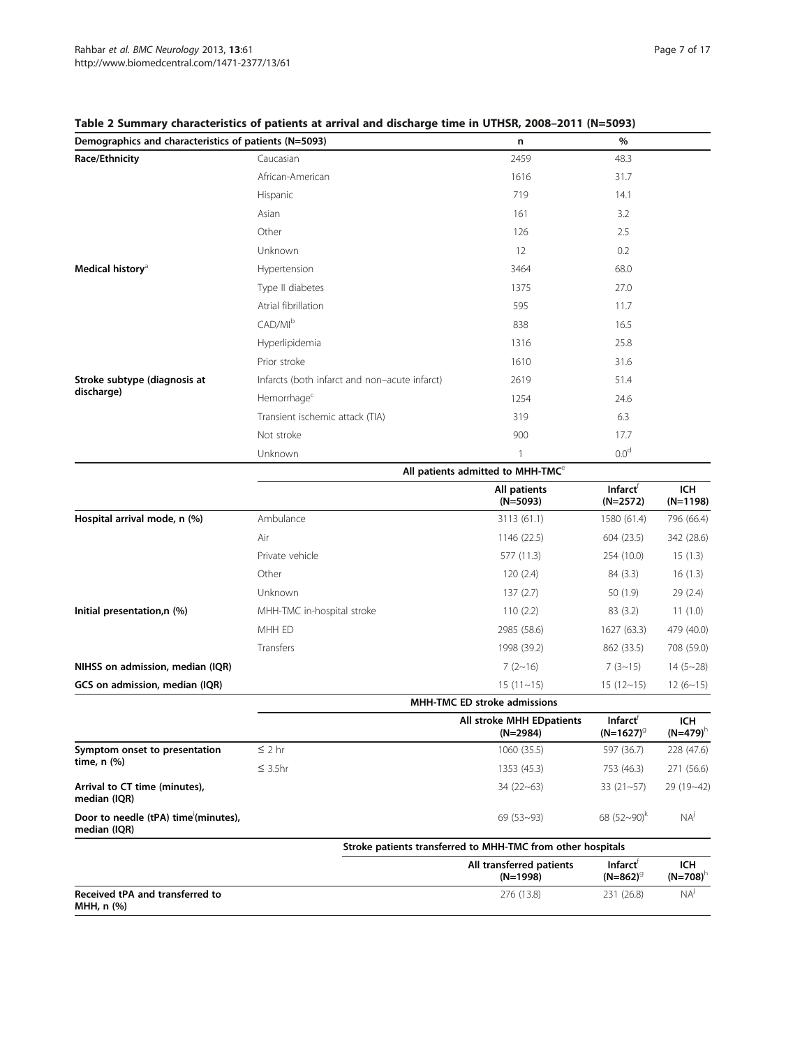**Table 2 Summary characteristics of patients at arrival and discharge time in UTHSR, 2008–2011 (N=5093)**

| Demographics and characteristics of patients (N=5093) | | n | % | |
|---|---|---|---|---|
| **Race/Ethnicity** | Caucasian | 2459 | 48.3 | |
| | African-American | 1616 | 31.7 | |
| | Hispanic | 719 | 14.1 | |
| | Asian | 161 | 3.2 | |
| | Other | 126 | 2.5 | |
| | Unknown | 12 | 0.2 | |
| **Medical history**[a] | Hypertension | 3464 | 68.0 | |
| | Type II diabetes | 1375 | 27.0 | |
| | Atrial fibrillation | 595 | 11.7 | |
| | CAD/MI[b] | 838 | 16.5 | |
| | Hyperlipidemia | 1316 | 25.8 | |
| | Prior stroke | 1610 | 31.6 | |
| **Stroke subtype (diagnosis at discharge)** | Infarcts (both infarct and non–acute infarct) | 2619 | 51.4 | |
| | Hemorrhage[c] | 1254 | 24.6 | |
| | Transient ischemic attack (TIA) | 319 | 6.3 | |
| | Not stroke | 900 | 17.7 | |
| | Unknown | 1 | 0.0[d] | |
| | | **All patients admitted to MHH-TMC**[e] | | |
| | | **All patients (N=5093)** | **Infarct**[f] **(N=2572)** | **ICH (N=1198)** |
| **Hospital arrival mode, n (%)** | Ambulance | 3113 (61.1) | 1580 (61.4) | 796 (66.4) |
| | Air | 1146 (22.5) | 604 (23.5) | 342 (28.6) |
| | Private vehicle | 577 (11.3) | 254 (10.0) | 15 (1.3) |
| | Other | 120 (2.4) | 84 (3.3) | 16 (1.3) |
| | Unknown | 137 (2.7) | 50 (1.9) | 29 (2.4) |
| **Initial presentation,n (%)** | MHH-TMC in-hospital stroke | 110 (2.2) | 83 (3.2) | 11 (1.0) |
| | MHH ED | 2985 (58.6) | 1627 (63.3) | 479 (40.0) |
| | Transfers | 1998 (39.2) | 862 (33.5) | 708 (59.0) |
| **NIHSS on admission, median (IQR)** | | 7 (2~16) | 7 (3~15) | 14 (5~28) |
| **GCS on admission, median (IQR)** | | 15 (11~15) | 15 (12~15) | 12 (6~15) |
| | | **MHH-TMC ED stroke admissions** | | |
| | | **All stroke MHH EDpatients (N=2984)** | **Infarct**[f] **(N=1627)**[g] | **ICH (N=479)**[h] |
| **Symptom onset to presentation time, n (%)** | ≤ 2 hr | 1060 (35.5) | 597 (36.7) | 228 (47.6) |
| | ≤ 3.5hr | 1353 (45.3) | 753 (46.3) | 271 (56.6) |
| **Arrival to CT time (minutes), median (IQR)** | | 34 (22~63) | 33 (21~57) | 29 (19~42) |
| **Door to needle (tPA) time**[i] **(minutes), median (IQR)** | | 69 (53~93) | 68 (52~90)[k] | NA[j] |
| | | **Stroke patients transferred to MHH-TMC from other hospitals** | | |
| | | **All transferred patients (N=1998)** | **Infarct**[f] **(N=862)**[g] | **ICH (N=708)**[h] |
| **Received tPA and transferred to MHH, n (%)** | | 276 (13.8) | 231 (26.8) | NA[j] |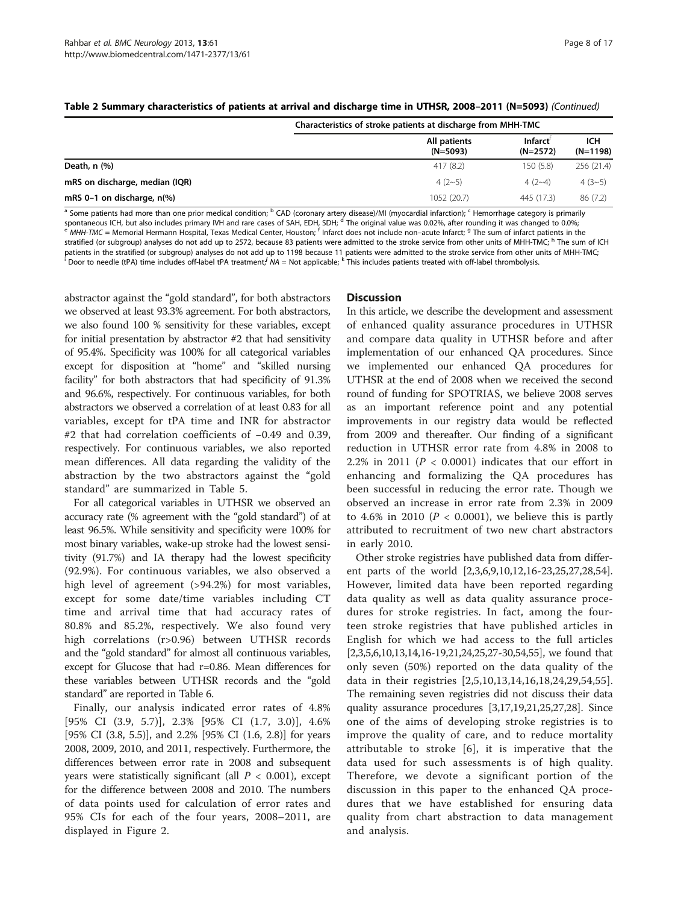**Table 2 Summary characteristics of patients at arrival and discharge time in UTHSR, 2008–2011 (N=5093)** *(Continued)*

| | Characteristics of stroke patients at discharge from MHH-TMC | | |
|---|---|---|---|
| | All patients (N=5093) | Infarct[f] (N=2572) | ICH (N=1198) |
| **Death, n (%)** | 417 (8.2) | 150 (5.8) | 256 (21.4) |
| **mRS on discharge, median (IQR)** | 4 (2~5) | 4 (2~4) | 4 (3~5) |
| **mRS 0–1 on discharge, n(%)** | 1052 (20.7) | 445 (17.3) | 86 (7.2) |

[a] Some patients had more than one prior medical condition; [b] CAD (coronary artery disease)/MI (myocardial infarction); [c] Hemorrhage category is primarily spontaneous ICH, but also includes primary IVH and rare cases of SAH, EDH, SDH; [d] The original value was 0.02%, after rounding it was changed to 0.0%; [e] *MHH-TMC* = Memorial Hermann Hospital, Texas Medical Center, Houston; [f] Infarct does not include non–acute Infarct; [g] The sum of infarct patients in the stratified (or subgroup) analyses do not add up to 2572, because 83 patients were admitted to the stroke service from other units of MHH-TMC; [h] The sum of ICH patients in the stratified (or subgroup) analyses do not add up to 1198 because 11 patients were admitted to the stroke service from other units of MHH-TMC; [i] Door to needle (tPA) time includes off-label tPA treatment; [j] *NA* = Not applicable; [k] This includes patients treated with off-label thrombolysis.

abstractor against the "gold standard", for both abstractors we observed at least 93.3% agreement. For both abstractors, we also found 100 % sensitivity for these variables, except for initial presentation by abstractor #2 that had sensitivity of 95.4%. Specificity was 100% for all categorical variables except for disposition at "home" and "skilled nursing facility" for both abstractors that had specificity of 91.3% and 96.6%, respectively. For continuous variables, for both abstractors we observed a correlation of at least 0.83 for all variables, except for tPA time and INR for abstractor #2 that had correlation coefficients of −0.49 and 0.39, respectively. For continuous variables, we also reported mean differences. All data regarding the validity of the abstraction by the two abstractors against the "gold standard" are summarized in Table 5.

For all categorical variables in UTHSR we observed an accuracy rate (% agreement with the "gold standard") of at least 96.5%. While sensitivity and specificity were 100% for most binary variables, wake-up stroke had the lowest sensitivity (91.7%) and IA therapy had the lowest specificity (92.9%). For continuous variables, we also observed a high level of agreement (>94.2%) for most variables, except for some date/time variables including CT time and arrival time that had accuracy rates of 80.8% and 85.2%, respectively. We also found very high correlations (r>0.96) between UTHSR records and the "gold standard" for almost all continuous variables, except for Glucose that had r=0.86. Mean differences for these variables between UTHSR records and the "gold standard" are reported in Table 6.

Finally, our analysis indicated error rates of 4.8% [95% CI (3.9, 5.7)], 2.3% [95% CI (1.7, 3.0)], 4.6% [95% CI (3.8, 5.5)], and 2.2% [95% CI (1.6, 2.8)] for years 2008, 2009, 2010, and 2011, respectively. Furthermore, the differences between error rate in 2008 and subsequent years were statistically significant (all $P < 0.001$), except for the difference between 2008 and 2010. The numbers of data points used for calculation of error rates and 95% CIs for each of the four years, 2008–2011, are displayed in Figure 2.

## Discussion

In this article, we describe the development and assessment of enhanced quality assurance procedures in UTHSR and compare data quality in UTHSR before and after implementation of our enhanced QA procedures. Since we implemented our enhanced QA procedures for UTHSR at the end of 2008 when we received the second round of funding for SPOTRIAS, we believe 2008 serves as an important reference point and any potential improvements in our registry data would be reflected from 2009 and thereafter. Our finding of a significant reduction in UTHSR error rate from 4.8% in 2008 to 2.2% in 2011 ($P < 0.0001$) indicates that our effort in enhancing and formalizing the QA procedures has been successful in reducing the error rate. Though we observed an increase in error rate from 2.3% in 2009 to 4.6% in 2010 ($P < 0.0001$), we believe this is partly attributed to recruitment of two new chart abstractors in early 2010.

Other stroke registries have published data from different parts of the world [2,3,6,9,10,12,16-23,25,27,28,54]. However, limited data have been reported regarding data quality as well as data quality assurance procedures for stroke registries. In fact, among the fourteen stroke registries that have published articles in English for which we had access to the full articles [2,3,5,6,10,13,14,16-19,21,24,25,27-30,54,55], we found that only seven (50%) reported on the data quality of the data in their registries [2,5,10,13,14,16,18,24,29,54,55]. The remaining seven registries did not discuss their data quality assurance procedures [3,17,19,21,25,27,28]. Since one of the aims of developing stroke registries is to improve the quality of care, and to reduce mortality attributable to stroke [6], it is imperative that the data used for such assessments is of high quality. Therefore, we devote a significant portion of the discussion in this paper to the enhanced QA procedures that we have established for ensuring data quality from chart abstraction to data management and analysis.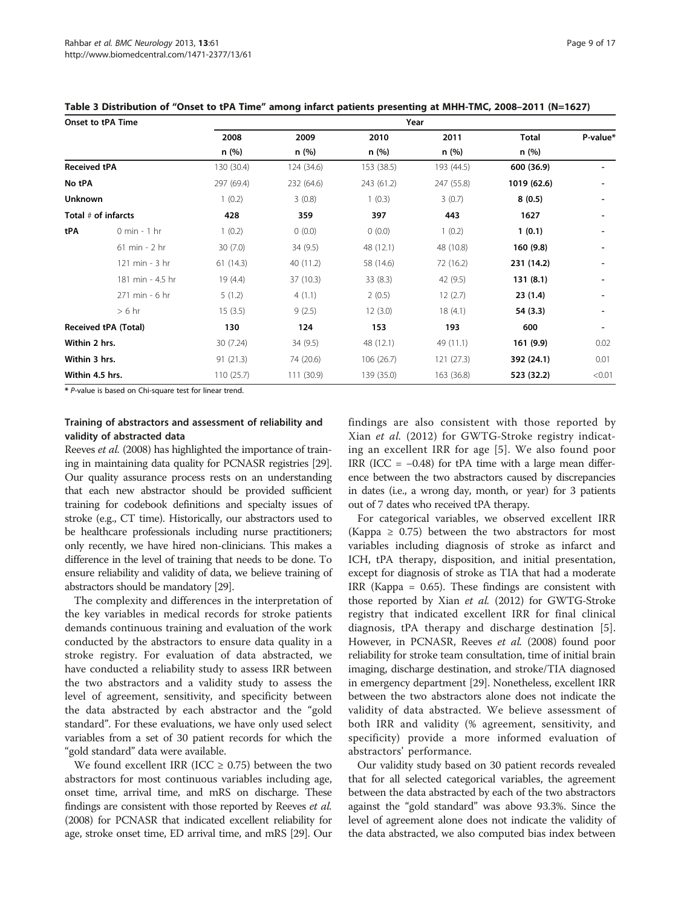**Table 3 Distribution of "Onset to tPA Time" among infarct patients presenting at MHH-TMC, 2008–2011 (N=1627)**

| Onset to tPA Time | | Year | | | | | |
|---|---|---|---|---|---|---|---|
| | | 2008 | 2009 | 2010 | 2011 | Total | P-value* |
| | | n (%) | n (%) | n (%) | n (%) | n (%) | |
| **Received tPA** | | 130 (30.4) | 124 (34.6) | 153 (38.5) | 193 (44.5) | **600 (36.9)** | - |
| **No tPA** | | 297 (69.4) | 232 (64.6) | 243 (61.2) | 247 (55.8) | **1019 (62.6)** | - |
| **Unknown** | | 1 (0.2) | 3 (0.8) | 1 (0.3) | 3 (0.7) | **8 (0.5)** | - |
| **Total # of infarcts** | | **428** | **359** | **397** | **443** | **1627** | - |
| **tPA** | 0 min - 1 hr | 1 (0.2) | 0 (0.0) | 0 (0.0) | 1 (0.2) | **1 (0.1)** | - |
| | 61 min - 2 hr | 30 (7.0) | 34 (9.5) | 48 (12.1) | 48 (10.8) | **160 (9.8)** | - |
| | 121 min - 3 hr | 61 (14.3) | 40 (11.2) | 58 (14.6) | 72 (16.2) | **231 (14.2)** | - |
| | 181 min - 4.5 hr | 19 (4.4) | 37 (10.3) | 33 (8.3) | 42 (9.5) | **131 (8.1)** | - |
| | 271 min - 6 hr | 5 (1.2) | 4 (1.1) | 2 (0.5) | 12 (2.7) | **23 (1.4)** | - |
| | > 6 hr | 15 (3.5) | 9 (2.5) | 12 (3.0) | 18 (4.1) | **54 (3.3)** | - |
| **Received tPA (Total)** | | **130** | **124** | **153** | **193** | **600** | - |
| **Within 2 hrs.** | | 30 (7.24) | 34 (9.5) | 48 (12.1) | 49 (11.1) | **161 (9.9)** | 0.02 |
| **Within 3 hrs.** | | 91 (21.3) | 74 (20.6) | 106 (26.7) | 121 (27.3) | **392 (24.1)** | 0.01 |
| **Within 4.5 hrs.** | | 110 (25.7) | 111 (30.9) | 139 (35.0) | 163 (36.8) | **523 (32.2)** | <0.01 |

\* *P*-value is based on Chi-square test for linear trend.

### Training of abstractors and assessment of reliability and validity of abstracted data

Reeves *et al.* (2008) has highlighted the importance of training in maintaining data quality for PCNASR registries [29]. Our quality assurance process rests on an understanding that each new abstractor should be provided sufficient training for codebook definitions and specialty issues of stroke (e.g., CT time). Historically, our abstractors used to be healthcare professionals including nurse practitioners; only recently, we have hired non-clinicians. This makes a difference in the level of training that needs to be done. To ensure reliability and validity of data, we believe training of abstractors should be mandatory [29].

The complexity and differences in the interpretation of the key variables in medical records for stroke patients demands continuous training and evaluation of the work conducted by the abstractors to ensure data quality in a stroke registry. For evaluation of data abstracted, we have conducted a reliability study to assess IRR between the two abstractors and a validity study to assess the level of agreement, sensitivity, and specificity between the data abstracted by each abstractor and the "gold standard". For these evaluations, we have only used select variables from a set of 30 patient records for which the "gold standard" data were available.

We found excellent IRR (ICC ≥ 0.75) between the two abstractors for most continuous variables including age, onset time, arrival time, and mRS on discharge. These findings are consistent with those reported by Reeves *et al.* (2008) for PCNASR that indicated excellent reliability for age, stroke onset time, ED arrival time, and mRS [29]. Our findings are also consistent with those reported by Xian *et al.* (2012) for GWTG-Stroke registry indicating an excellent IRR for age [5]. We also found poor IRR (ICC = −0.48) for tPA time with a large mean difference between the two abstractors caused by discrepancies in dates (i.e., a wrong day, month, or year) for 3 patients out of 7 dates who received tPA therapy.

For categorical variables, we observed excellent IRR (Kappa ≥ 0.75) between the two abstractors for most variables including diagnosis of stroke as infarct and ICH, tPA therapy, disposition, and initial presentation, except for diagnosis of stroke as TIA that had a moderate IRR (Kappa = 0.65). These findings are consistent with those reported by Xian *et al.* (2012) for GWTG-Stroke registry that indicated excellent IRR for final clinical diagnosis, tPA therapy and discharge destination [5]. However, in PCNASR, Reeves *et al.* (2008) found poor reliability for stroke team consultation, time of initial brain imaging, discharge destination, and stroke/TIA diagnosed in emergency department [29]. Nonetheless, excellent IRR between the two abstractors alone does not indicate the validity of data abstracted. We believe assessment of both IRR and validity (% agreement, sensitivity, and specificity) provide a more informed evaluation of abstractors' performance.

Our validity study based on 30 patient records revealed that for all selected categorical variables, the agreement between the data abstracted by each of the two abstractors against the "gold standard" was above 93.3%. Since the level of agreement alone does not indicate the validity of the data abstracted, we also computed bias index between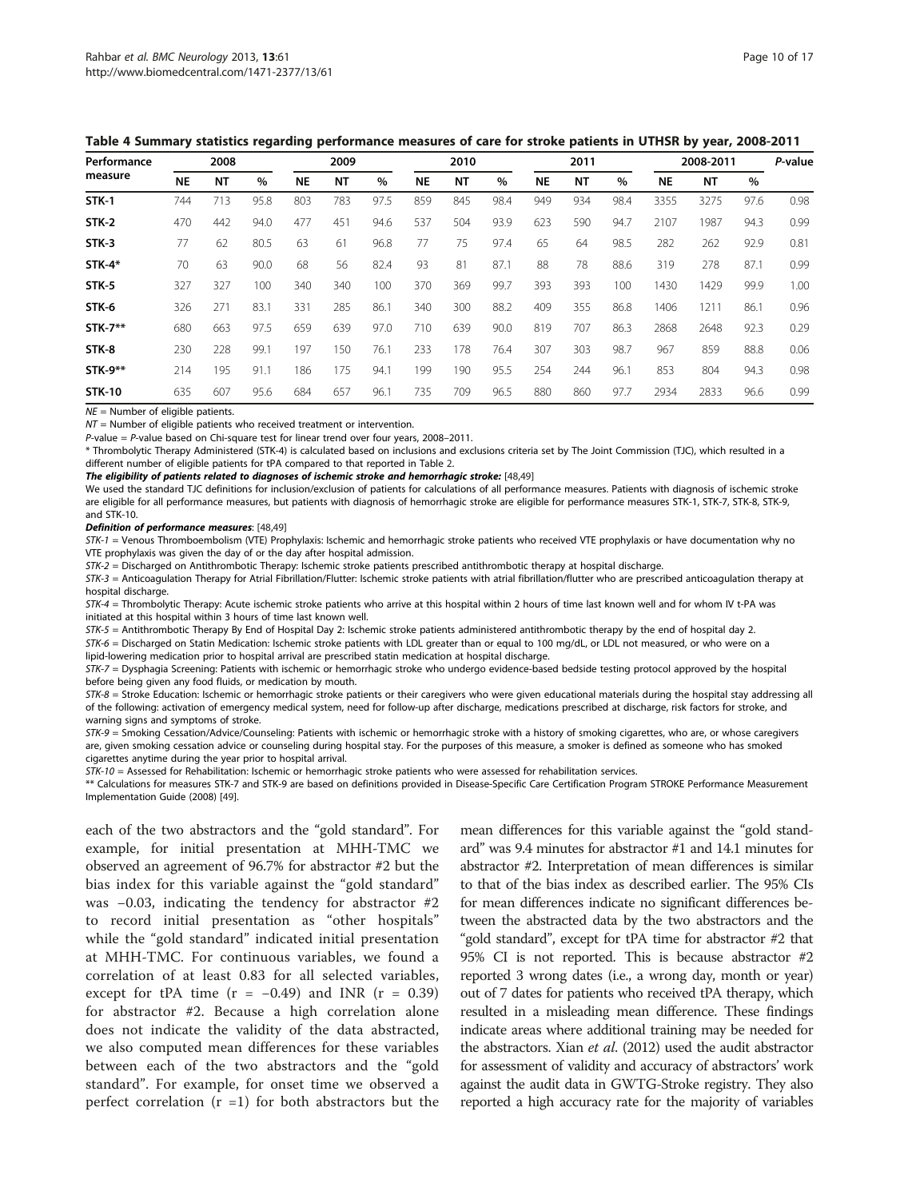**Table 4 Summary statistics regarding performance measures of care for stroke patients in UTHSR by year, 2008-2011**

| Performance measure | 2008 | | | 2009 | | | 2010 | | | 2011 | | | 2008-2011 | | | *P*-value |
|---|---|---|---|---|---|---|---|---|---|---|---|---|---|---|---|---|
| | NE | NT | % | NE | NT | % | NE | NT | % | NE | NT | % | NE | NT | % | |
| **STK-1** | 744 | 713 | 95.8 | 803 | 783 | 97.5 | 859 | 845 | 98.4 | 949 | 934 | 98.4 | 3355 | 3275 | 97.6 | 0.98 |
| **STK-2** | 470 | 442 | 94.0 | 477 | 451 | 94.6 | 537 | 504 | 93.9 | 623 | 590 | 94.7 | 2107 | 1987 | 94.3 | 0.99 |
| **STK-3** | 77 | 62 | 80.5 | 63 | 61 | 96.8 | 77 | 75 | 97.4 | 65 | 64 | 98.5 | 282 | 262 | 92.9 | 0.81 |
| **STK-4*** | 70 | 63 | 90.0 | 68 | 56 | 82.4 | 93 | 81 | 87.1 | 88 | 78 | 88.6 | 319 | 278 | 87.1 | 0.99 |
| **STK-5** | 327 | 327 | 100 | 340 | 340 | 100 | 370 | 369 | 99.7 | 393 | 393 | 100 | 1430 | 1429 | 99.9 | 1.00 |
| **STK-6** | 326 | 271 | 83.1 | 331 | 285 | 86.1 | 340 | 300 | 88.2 | 409 | 355 | 86.8 | 1406 | 1211 | 86.1 | 0.96 |
| **STK-7**** | 680 | 663 | 97.5 | 659 | 639 | 97.0 | 710 | 639 | 90.0 | 819 | 707 | 86.3 | 2868 | 2648 | 92.3 | 0.29 |
| **STK-8** | 230 | 228 | 99.1 | 197 | 150 | 76.1 | 233 | 178 | 76.4 | 307 | 303 | 98.7 | 967 | 859 | 88.8 | 0.06 |
| **STK-9**** | 214 | 195 | 91.1 | 186 | 175 | 94.1 | 199 | 190 | 95.5 | 254 | 244 | 96.1 | 853 | 804 | 94.3 | 0.98 |
| **STK-10** | 635 | 607 | 95.6 | 684 | 657 | 96.1 | 735 | 709 | 96.5 | 880 | 860 | 97.7 | 2934 | 2833 | 96.6 | 0.99 |

*NE* = Number of eligible patients.

*NT* = Number of eligible patients who received treatment or intervention.

*P*-value = *P*-value based on Chi-square test for linear trend over four years, 2008–2011.

\* Thrombolytic Therapy Administered (STK-4) is calculated based on inclusions and exclusions criteria set by The Joint Commission (TJC), which resulted in a different number of eligible patients for tPA compared to that reported in Table 2.

***The eligibility of patients related to diagnoses of ischemic stroke and hemorrhagic stroke:*** [48,49]

We used the standard TJC definitions for inclusion/exclusion of patients for calculations of all performance measures. Patients with diagnosis of ischemic stroke are eligible for all performance measures, but patients with diagnosis of hemorrhagic stroke are eligible for performance measures STK-1, STK-7, STK-8, STK-9, and STK-10.

***Definition of performance measures***: [48,49]

*STK-1* = Venous Thromboembolism (VTE) Prophylaxis: Ischemic and hemorrhagic stroke patients who received VTE prophylaxis or have documentation why no VTE prophylaxis was given the day of or the day after hospital admission.

*STK-2* = Discharged on Antithrombotic Therapy: Ischemic stroke patients prescribed antithrombotic therapy at hospital discharge.

*STK-3* = Anticoagulation Therapy for Atrial Fibrillation/Flutter: Ischemic stroke patients with atrial fibrillation/flutter who are prescribed anticoagulation therapy at hospital discharge.

*STK-4* = Thrombolytic Therapy: Acute ischemic stroke patients who arrive at this hospital within 2 hours of time last known well and for whom IV t-PA was initiated at this hospital within 3 hours of time last known well.

*STK-5* = Antithrombotic Therapy By End of Hospital Day 2: Ischemic stroke patients administered antithrombotic therapy by the end of hospital day 2.

*STK-6* = Discharged on Statin Medication: Ischemic stroke patients with LDL greater than or equal to 100 mg/dL, or LDL not measured, or who were on a lipid-lowering medication prior to hospital arrival are prescribed statin medication at hospital discharge.

*STK-7* = Dysphagia Screening: Patients with ischemic or hemorrhagic stroke who undergo evidence-based bedside testing protocol approved by the hospital before being given any food fluids, or medication by mouth.

*STK-8* = Stroke Education: Ischemic or hemorrhagic stroke patients or their caregivers who were given educational materials during the hospital stay addressing all of the following: activation of emergency medical system, need for follow-up after discharge, medications prescribed at discharge, risk factors for stroke, and warning signs and symptoms of stroke.

*STK-9* = Smoking Cessation/Advice/Counseling: Patients with ischemic or hemorrhagic stroke with a history of smoking cigarettes, who are, or whose caregivers are, given smoking cessation advice or counseling during hospital stay. For the purposes of this measure, a smoker is defined as someone who has smoked cigarettes anytime during the year prior to hospital arrival.

*STK-10* = Assessed for Rehabilitation: Ischemic or hemorrhagic stroke patients who were assessed for rehabilitation services.

** Calculations for measures STK-7 and STK-9 are based on definitions provided in Disease-Specific Care Certification Program STROKE Performance Measurement Implementation Guide (2008) [49].

each of the two abstractors and the "gold standard". For example, for initial presentation at MHH-TMC we observed an agreement of 96.7% for abstractor #2 but the bias index for this variable against the "gold standard" was −0.03, indicating the tendency for abstractor #2 to record initial presentation as "other hospitals" while the "gold standard" indicated initial presentation at MHH-TMC. For continuous variables, we found a correlation of at least 0.83 for all selected variables, except for tPA time ($r = -0.49$) and INR ($r = 0.39$) for abstractor #2. Because a high correlation alone does not indicate the validity of the data abstracted, we also computed mean differences for these variables between each of the two abstractors and the "gold standard". For example, for onset time we observed a perfect correlation ($r = 1$) for both abstractors but the mean differences for this variable against the "gold standard" was 9.4 minutes for abstractor #1 and 14.1 minutes for abstractor #2. Interpretation of mean differences is similar to that of the bias index as described earlier. The 95% CIs for mean differences indicate no significant differences between the abstracted data by the two abstractors and the "gold standard", except for tPA time for abstractor #2 that 95% CI is not reported. This is because abstractor #2 reported 3 wrong dates (i.e., a wrong day, month or year) out of 7 dates for patients who received tPA therapy, which resulted in a misleading mean difference. These findings indicate areas where additional training may be needed for the abstractors. Xian *et al.* (2012) used the audit abstractor for assessment of validity and accuracy of abstractors' work against the audit data in GWTG-Stroke registry. They also reported a high accuracy rate for the majority of variables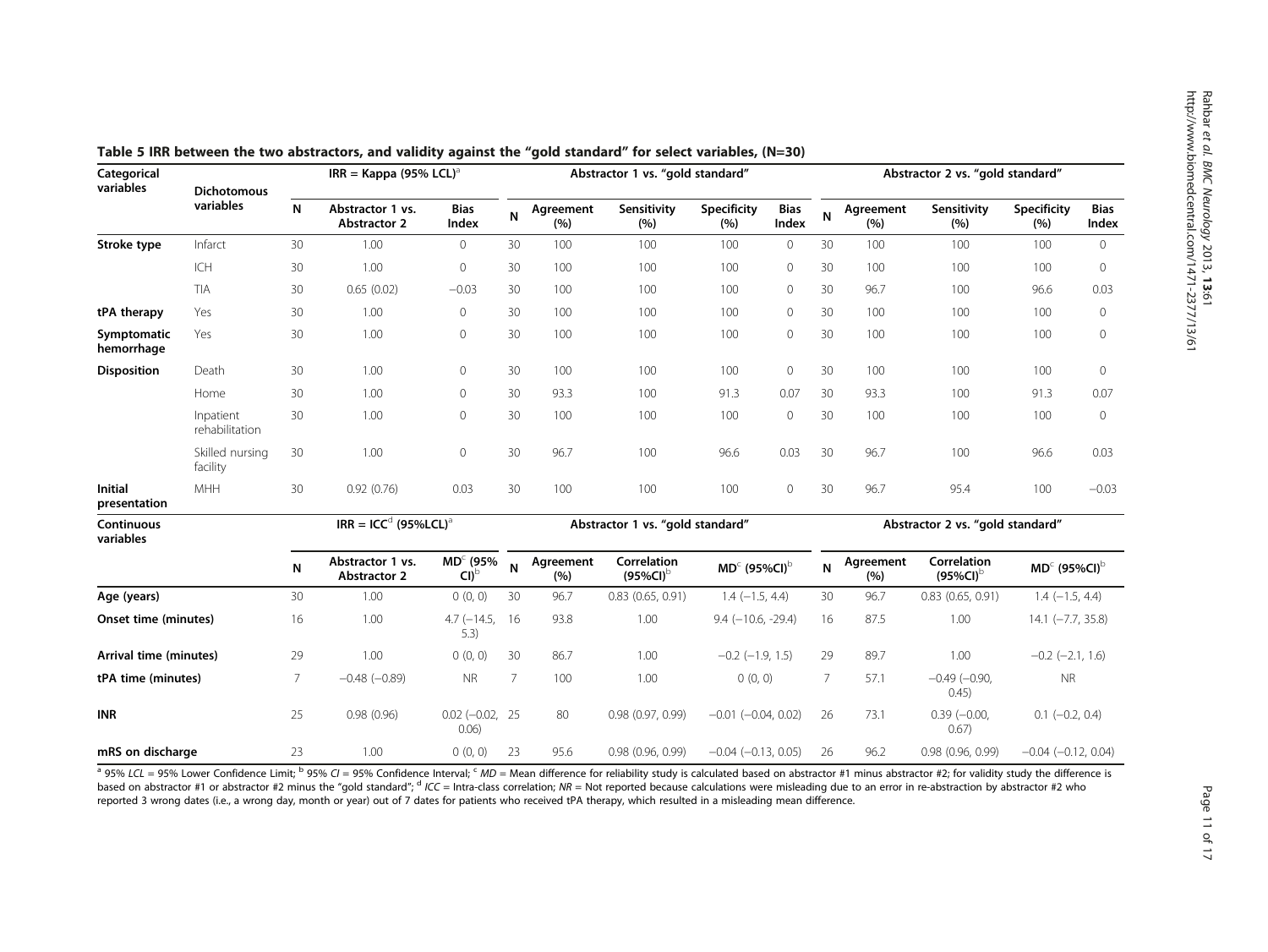**Table 5 IRR between the two abstractors, and validity against the "gold standard" for select variables, (N=30)**

| Categorical variables | Dichotomous variables | IRR = Kappa (95% LCL)[a] | | | Abstractor 1 vs. "gold standard" | | | | | Abstractor 2 vs. "gold standard" | | | | |
|---|---|---|---|---|---|---|---|---|---|---|---|---|---|---|
| | | N | Abstractor 1 vs. Abstractor 2 | Bias Index | N | Agreement (%) | Sensitivity (%) | Specificity (%) | Bias Index | N | Agreement (%) | Sensitivity (%) | Specificity (%) | Bias Index |
| **Stroke type** | Infarct | 30 | 1.00 | 0 | 30 | 100 | 100 | 100 | 0 | 30 | 100 | 100 | 100 | 0 |
| | ICH | 30 | 1.00 | 0 | 30 | 100 | 100 | 100 | 0 | 30 | 100 | 100 | 100 | 0 |
| | TIA | 30 | 0.65 (0.02) | −0.03 | 30 | 100 | 100 | 100 | 0 | 30 | 96.7 | 100 | 96.6 | 0.03 |
| **tPA therapy** | Yes | 30 | 1.00 | 0 | 30 | 100 | 100 | 100 | 0 | 30 | 100 | 100 | 100 | 0 |
| **Symptomatic hemorrhage** | Yes | 30 | 1.00 | 0 | 30 | 100 | 100 | 100 | 0 | 30 | 100 | 100 | 100 | 0 |
| **Disposition** | Death | 30 | 1.00 | 0 | 30 | 100 | 100 | 100 | 0 | 30 | 100 | 100 | 100 | 0 |
| | Home | 30 | 1.00 | 0 | 30 | 93.3 | 100 | 91.3 | 0.07 | 30 | 93.3 | 100 | 91.3 | 0.07 |
| | Inpatient rehabilitation | 30 | 1.00 | 0 | 30 | 100 | 100 | 100 | 0 | 30 | 100 | 100 | 100 | 0 |
| | Skilled nursing facility | 30 | 1.00 | 0 | 30 | 96.7 | 100 | 96.6 | 0.03 | 30 | 96.7 | 100 | 96.6 | 0.03 |
| **Initial presentation** | MHH | 30 | 0.92 (0.76) | 0.03 | 30 | 100 | 100 | 100 | 0 | 30 | 96.7 | 95.4 | 100 | −0.03 |

| Continuous variables | IRR = ICC[d] (95%LCL)[a] | | | Abstractor 1 vs. "gold standard" | | | | Abstractor 2 vs. "gold standard" | | | |
|---|---|---|---|---|---|---|---|---|---|---|---|
| | N | Abstractor 1 vs. Abstractor 2 | MD[c] (95% CI)[b] | N | Agreement (%) | Correlation (95%CI)[b] | MD[c] (95%CI)[b] | N | Agreement (%) | Correlation (95%CI)[b] | MD[c] (95%CI)[b] |
| **Age (years)** | 30 | 1.00 | 0 (0, 0) | 30 | 96.7 | 0.83 (0.65, 0.91) | 1.4 (−1.5, 4.4) | 30 | 96.7 | 0.83 (0.65, 0.91) | 1.4 (−1.5, 4.4) |
| **Onset time (minutes)** | 16 | 1.00 | 4.7 (−14.5, 5.3) | 16 | 93.8 | 1.00 | 9.4 (−10.6, -29.4) | 16 | 87.5 | 1.00 | 14.1 (−7.7, 35.8) |
| **Arrival time (minutes)** | 29 | 1.00 | 0 (0, 0) | 30 | 86.7 | 1.00 | −0.2 (−1.9, 1.5) | 29 | 89.7 | 1.00 | −0.2 (−2.1, 1.6) |
| **tPA time (minutes)** | 7 | −0.48 (−0.89) | NR | 7 | 100 | 1.00 | 0 (0, 0) | 7 | 57.1 | −0.49 (−0.90, 0.45) | NR |
| **INR** | 25 | 0.98 (0.96) | 0.02 (−0.02, 0.06) | 25 | 80 | 0.98 (0.97, 0.99) | −0.01 (−0.04, 0.02) | 26 | 73.1 | 0.39 (−0.00, 0.67) | 0.1 (−0.2, 0.4) |
| **mRS on discharge** | 23 | 1.00 | 0 (0, 0) | 23 | 95.6 | 0.98 (0.96, 0.99) | −0.04 (−0.13, 0.05) | 26 | 96.2 | 0.98 (0.96, 0.99) | −0.04 (−0.12, 0.04) |

[a] 95% *LCL* = 95% Lower Confidence Limit; [b] 95% *CI* = 95% Confidence Interval; [c] *MD* = Mean difference for reliability study is calculated based on abstractor #1 minus abstractor #2; for validity study the difference is based on abstractor #1 or abstractor #2 minus the "gold standard"; [d] *ICC* = Intra-class correlation; *NR* = Not reported because calculations were misleading due to an error in re-abstraction by abstractor #2 who reported 3 wrong dates (i.e., a wrong day, month or year) out of 7 dates for patients who received tPA therapy, which resulted in a misleading mean difference.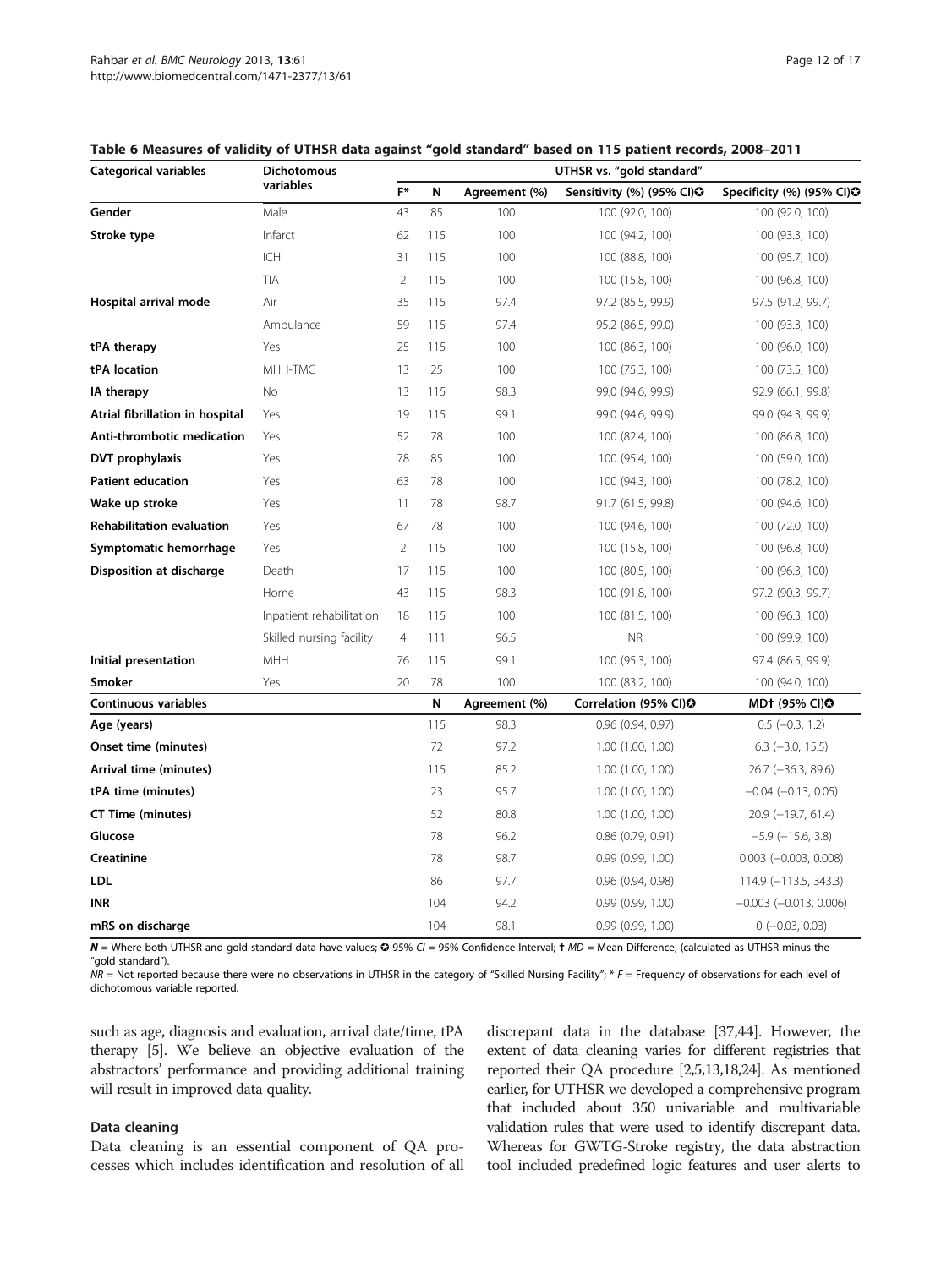**Table 6 Measures of validity of UTHSR data against "gold standard" based on 115 patient records, 2008–2011**

| Categorical variables | Dichotomous variables | UTHSR vs. "gold standard" | | | | |
|---|---|---|---|---|---|---|
| | | F* | N | Agreement (%) | Sensitivity (%) (95% CI)✪ | Specificity (%) (95% CI)✪ |
| **Gender** | Male | 43 | 85 | 100 | 100 (92.0, 100) | 100 (92.0, 100) |
| **Stroke type** | Infarct | 62 | 115 | 100 | 100 (94.2, 100) | 100 (93.3, 100) |
| | ICH | 31 | 115 | 100 | 100 (88.8, 100) | 100 (95.7, 100) |
| | TIA | 2 | 115 | 100 | 100 (15.8, 100) | 100 (96.8, 100) |
| **Hospital arrival mode** | Air | 35 | 115 | 97.4 | 97.2 (85.5, 99.9) | 97.5 (91.2, 99.7) |
| | Ambulance | 59 | 115 | 97.4 | 95.2 (86.5, 99.0) | 100 (93.3, 100) |
| **tPA therapy** | Yes | 25 | 115 | 100 | 100 (86.3, 100) | 100 (96.0, 100) |
| **tPA location** | MHH-TMC | 13 | 25 | 100 | 100 (75.3, 100) | 100 (73.5, 100) |
| **IA therapy** | No | 13 | 115 | 98.3 | 99.0 (94.6, 99.9) | 92.9 (66.1, 99.8) |
| **Atrial fibrillation in hospital** | Yes | 19 | 115 | 99.1 | 99.0 (94.6, 99.9) | 99.0 (94.3, 99.9) |
| **Anti-thrombotic medication** | Yes | 52 | 78 | 100 | 100 (82.4, 100) | 100 (86.8, 100) |
| **DVT prophylaxis** | Yes | 78 | 85 | 100 | 100 (95.4, 100) | 100 (59.0, 100) |
| **Patient education** | Yes | 63 | 78 | 100 | 100 (94.3, 100) | 100 (78.2, 100) |
| **Wake up stroke** | Yes | 11 | 78 | 98.7 | 91.7 (61.5, 99.8) | 100 (94.6, 100) |
| **Rehabilitation evaluation** | Yes | 67 | 78 | 100 | 100 (94.6, 100) | 100 (72.0, 100) |
| **Symptomatic hemorrhage** | Yes | 2 | 115 | 100 | 100 (15.8, 100) | 100 (96.8, 100) |
| **Disposition at discharge** | Death | 17 | 115 | 100 | 100 (80.5, 100) | 100 (96.3, 100) |
| | Home | 43 | 115 | 98.3 | 100 (91.8, 100) | 97.2 (90.3, 99.7) |
| | Inpatient rehabilitation | 18 | 115 | 100 | 100 (81.5, 100) | 100 (96.3, 100) |
| | Skilled nursing facility | 4 | 111 | 96.5 | NR | 100 (99.9, 100) |
| **Initial presentation** | MHH | 76 | 115 | 99.1 | 100 (95.3, 100) | 97.4 (86.5, 99.9) |
| **Smoker** | Yes | 20 | 78 | 100 | 100 (83.2, 100) | 100 (94.0, 100) |
| **Continuous variables** | | | **N** | **Agreement (%)** | **Correlation (95% CI)✪** | **MD† (95% CI)✪** |
| **Age (years)** | | | 115 | 98.3 | 0.96 (0.94, 0.97) | 0.5 (−0.3, 1.2) |
| **Onset time (minutes)** | | | 72 | 97.2 | 1.00 (1.00, 1.00) | 6.3 (−3.0, 15.5) |
| **Arrival time (minutes)** | | | 115 | 85.2 | 1.00 (1.00, 1.00) | 26.7 (−36.3, 89.6) |
| **tPA time (minutes)** | | | 23 | 95.7 | 1.00 (1.00, 1.00) | −0.04 (−0.13, 0.05) |
| **CT Time (minutes)** | | | 52 | 80.8 | 1.00 (1.00, 1.00) | 20.9 (−19.7, 61.4) |
| **Glucose** | | | 78 | 96.2 | 0.86 (0.79, 0.91) | −5.9 (−15.6, 3.8) |
| **Creatinine** | | | 78 | 98.7 | 0.99 (0.99, 1.00) | 0.003 (−0.003, 0.008) |
| **LDL** | | | 86 | 97.7 | 0.96 (0.94, 0.98) | 114.9 (−113.5, 343.3) |
| **INR** | | | 104 | 94.2 | 0.99 (0.99, 1.00) | −0.003 (−0.013, 0.006) |
| **mRS on discharge** | | | 104 | 98.1 | 0.99 (0.99, 1.00) | 0 (−0.03, 0.03) |

***N*** = Where both UTHSR and gold standard data have values; ✪ 95% *CI* = 95% Confidence Interval; † *MD* = Mean Difference, (calculated as UTHSR minus the "gold standard").
*NR* = Not reported because there were no observations in UTHSR in the category of "Skilled Nursing Facility"; * *F* = Frequency of observations for each level of dichotomous variable reported.

such as age, diagnosis and evaluation, arrival date/time, tPA therapy [5]. We believe an objective evaluation of the abstractors' performance and providing additional training will result in improved data quality.

### Data cleaning

Data cleaning is an essential component of QA processes which includes identification and resolution of all discrepant data in the database [37,44]. However, the extent of data cleaning varies for different registries that reported their QA procedure [2,5,13,18,24]. As mentioned earlier, for UTHSR we developed a comprehensive program that included about 350 univariable and multivariable validation rules that were used to identify discrepant data. Whereas for GWTG-Stroke registry, the data abstraction tool included predefined logic features and user alerts to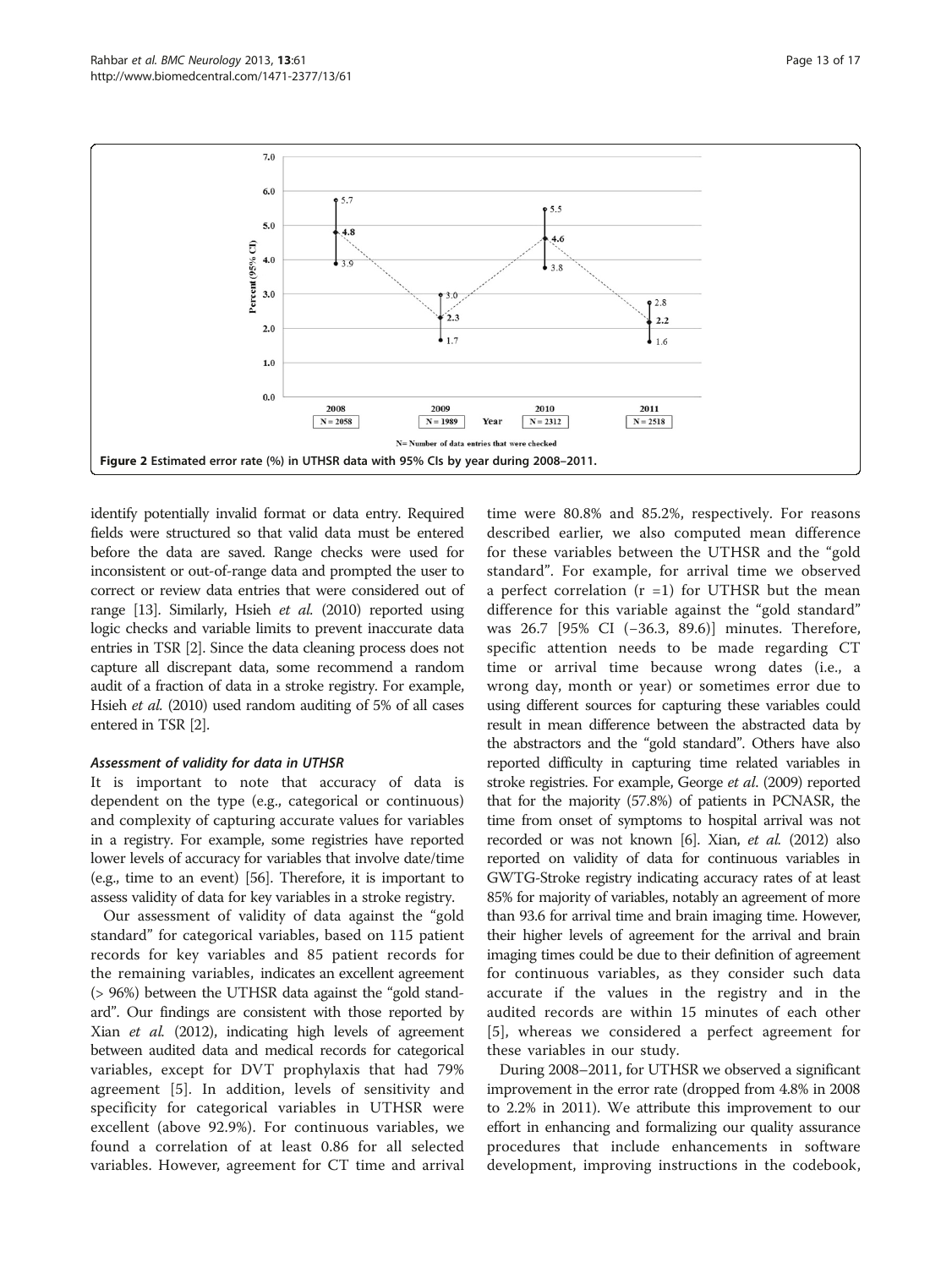Figure 2 Estimated error rate (%) in UTHSR data with 95% CIs by year during 2008–2011.

identify potentially invalid format or data entry. Required fields were structured so that valid data must be entered before the data are saved. Range checks were used for inconsistent or out-of-range data and prompted the user to correct or review data entries that were considered out of range [13]. Similarly, Hsieh *et al.* (2010) reported using logic checks and variable limits to prevent inaccurate data entries in TSR [2]. Since the data cleaning process does not capture all discrepant data, some recommend a random audit of a fraction of data in a stroke registry. For example, Hsieh *et al.* (2010) used random auditing of 5% of all cases entered in TSR [2].

#### *Assessment of validity for data in UTHSR*

It is important to note that accuracy of data is dependent on the type (e.g., categorical or continuous) and complexity of capturing accurate values for variables in a registry. For example, some registries have reported lower levels of accuracy for variables that involve date/time (e.g., time to an event) [56]. Therefore, it is important to assess validity of data for key variables in a stroke registry.

Our assessment of validity of data against the "gold standard" for categorical variables, based on 115 patient records for key variables and 85 patient records for the remaining variables, indicates an excellent agreement (> 96%) between the UTHSR data against the "gold standard". Our findings are consistent with those reported by Xian *et al.* (2012), indicating high levels of agreement between audited data and medical records for categorical variables, except for DVT prophylaxis that had 79% agreement [5]. In addition, levels of sensitivity and specificity for categorical variables in UTHSR were excellent (above 92.9%). For continuous variables, we found a correlation of at least 0.86 for all selected variables. However, agreement for CT time and arrival time were 80.8% and 85.2%, respectively. For reasons described earlier, we also computed mean difference for these variables between the UTHSR and the "gold standard". For example, for arrival time we observed a perfect correlation (r =1) for UTHSR but the mean difference for this variable against the "gold standard" was 26.7 [95% CI (−36.3, 89.6)] minutes. Therefore, specific attention needs to be made regarding CT time or arrival time because wrong dates (i.e., a wrong day, month or year) or sometimes error due to using different sources for capturing these variables could result in mean difference between the abstracted data by the abstractors and the "gold standard". Others have also reported difficulty in capturing time related variables in stroke registries. For example, George *et al.* (2009) reported that for the majority (57.8%) of patients in PCNASR, the time from onset of symptoms to hospital arrival was not recorded or was not known [6]. Xian, *et al.* (2012) also reported on validity of data for continuous variables in GWTG-Stroke registry indicating accuracy rates of at least 85% for majority of variables, notably an agreement of more than 93.6 for arrival time and brain imaging time. However, their higher levels of agreement for the arrival and brain imaging times could be due to their definition of agreement for continuous variables, as they consider such data accurate if the values in the registry and in the audited records are within 15 minutes of each other [5], whereas we considered a perfect agreement for these variables in our study.

During 2008–2011, for UTHSR we observed a significant improvement in the error rate (dropped from 4.8% in 2008 to 2.2% in 2011). We attribute this improvement to our effort in enhancing and formalizing our quality assurance procedures that include enhancements in software development, improving instructions in the codebook,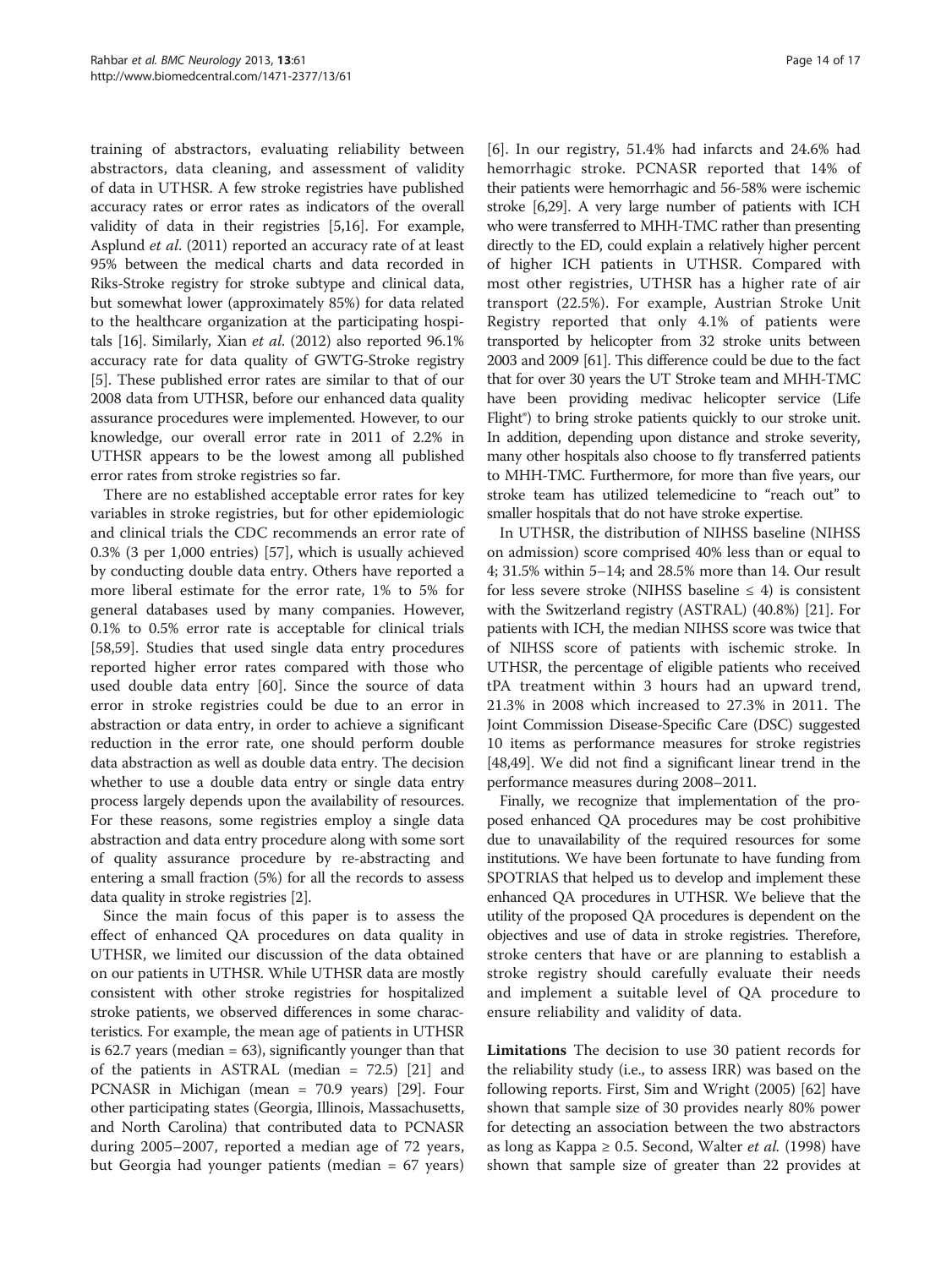training of abstractors, evaluating reliability between abstractors, data cleaning, and assessment of validity of data in UTHSR. A few stroke registries have published accuracy rates or error rates as indicators of the overall validity of data in their registries [5,16]. For example, Asplund *et al*. (2011) reported an accuracy rate of at least 95% between the medical charts and data recorded in Riks-Stroke registry for stroke subtype and clinical data, but somewhat lower (approximately 85%) for data related to the healthcare organization at the participating hospitals [16]. Similarly, Xian *et al*. (2012) also reported 96.1% accuracy rate for data quality of GWTG-Stroke registry [5]. These published error rates are similar to that of our 2008 data from UTHSR, before our enhanced data quality assurance procedures were implemented. However, to our knowledge, our overall error rate in 2011 of 2.2% in UTHSR appears to be the lowest among all published error rates from stroke registries so far.

There are no established acceptable error rates for key variables in stroke registries, but for other epidemiologic and clinical trials the CDC recommends an error rate of 0.3% (3 per 1,000 entries) [57], which is usually achieved by conducting double data entry. Others have reported a more liberal estimate for the error rate, 1% to 5% for general databases used by many companies. However, 0.1% to 0.5% error rate is acceptable for clinical trials [58,59]. Studies that used single data entry procedures reported higher error rates compared with those who used double data entry [60]. Since the source of data error in stroke registries could be due to an error in abstraction or data entry, in order to achieve a significant reduction in the error rate, one should perform double data abstraction as well as double data entry. The decision whether to use a double data entry or single data entry process largely depends upon the availability of resources. For these reasons, some registries employ a single data abstraction and data entry procedure along with some sort of quality assurance procedure by re-abstracting and entering a small fraction (5%) for all the records to assess data quality in stroke registries [2].

Since the main focus of this paper is to assess the effect of enhanced QA procedures on data quality in UTHSR, we limited our discussion of the data obtained on our patients in UTHSR. While UTHSR data are mostly consistent with other stroke registries for hospitalized stroke patients, we observed differences in some characteristics. For example, the mean age of patients in UTHSR is 62.7 years (median = 63), significantly younger than that of the patients in ASTRAL (median = 72.5) [21] and PCNASR in Michigan (mean = 70.9 years) [29]. Four other participating states (Georgia, Illinois, Massachusetts, and North Carolina) that contributed data to PCNASR during 2005–2007, reported a median age of 72 years, but Georgia had younger patients (median = 67 years) [6]. In our registry, 51.4% had infarcts and 24.6% had hemorrhagic stroke. PCNASR reported that 14% of their patients were hemorrhagic and 56-58% were ischemic stroke [6,29]. A very large number of patients with ICH who were transferred to MHH-TMC rather than presenting directly to the ED, could explain a relatively higher percent of higher ICH patients in UTHSR. Compared with most other registries, UTHSR has a higher rate of air transport (22.5%). For example, Austrian Stroke Unit Registry reported that only 4.1% of patients were transported by helicopter from 32 stroke units between 2003 and 2009 [61]. This difference could be due to the fact that for over 30 years the UT Stroke team and MHH-TMC have been providing medivac helicopter service (Life Flight®) to bring stroke patients quickly to our stroke unit. In addition, depending upon distance and stroke severity, many other hospitals also choose to fly transferred patients to MHH-TMC. Furthermore, for more than five years, our stroke team has utilized telemedicine to "reach out" to smaller hospitals that do not have stroke expertise.

In UTHSR, the distribution of NIHSS baseline (NIHSS on admission) score comprised 40% less than or equal to 4; 31.5% within 5–14; and 28.5% more than 14. Our result for less severe stroke (NIHSS baseline ≤ 4) is consistent with the Switzerland registry (ASTRAL) (40.8%) [21]. For patients with ICH, the median NIHSS score was twice that of NIHSS score of patients with ischemic stroke. In UTHSR, the percentage of eligible patients who received tPA treatment within 3 hours had an upward trend, 21.3% in 2008 which increased to 27.3% in 2011. The Joint Commission Disease-Specific Care (DSC) suggested 10 items as performance measures for stroke registries [48,49]. We did not find a significant linear trend in the performance measures during 2008–2011.

Finally, we recognize that implementation of the proposed enhanced QA procedures may be cost prohibitive due to unavailability of the required resources for some institutions. We have been fortunate to have funding from SPOTRIAS that helped us to develop and implement these enhanced QA procedures in UTHSR. We believe that the utility of the proposed QA procedures is dependent on the objectives and use of data in stroke registries. Therefore, stroke centers that have or are planning to establish a stroke registry should carefully evaluate their needs and implement a suitable level of QA procedure to ensure reliability and validity of data.

**Limitations** The decision to use 30 patient records for the reliability study (i.e., to assess IRR) was based on the following reports. First, Sim and Wright (2005) [62] have shown that sample size of 30 provides nearly 80% power for detecting an association between the two abstractors as long as Kappa ≥ 0.5. Second, Walter *et al*. (1998) have shown that sample size of greater than 22 provides at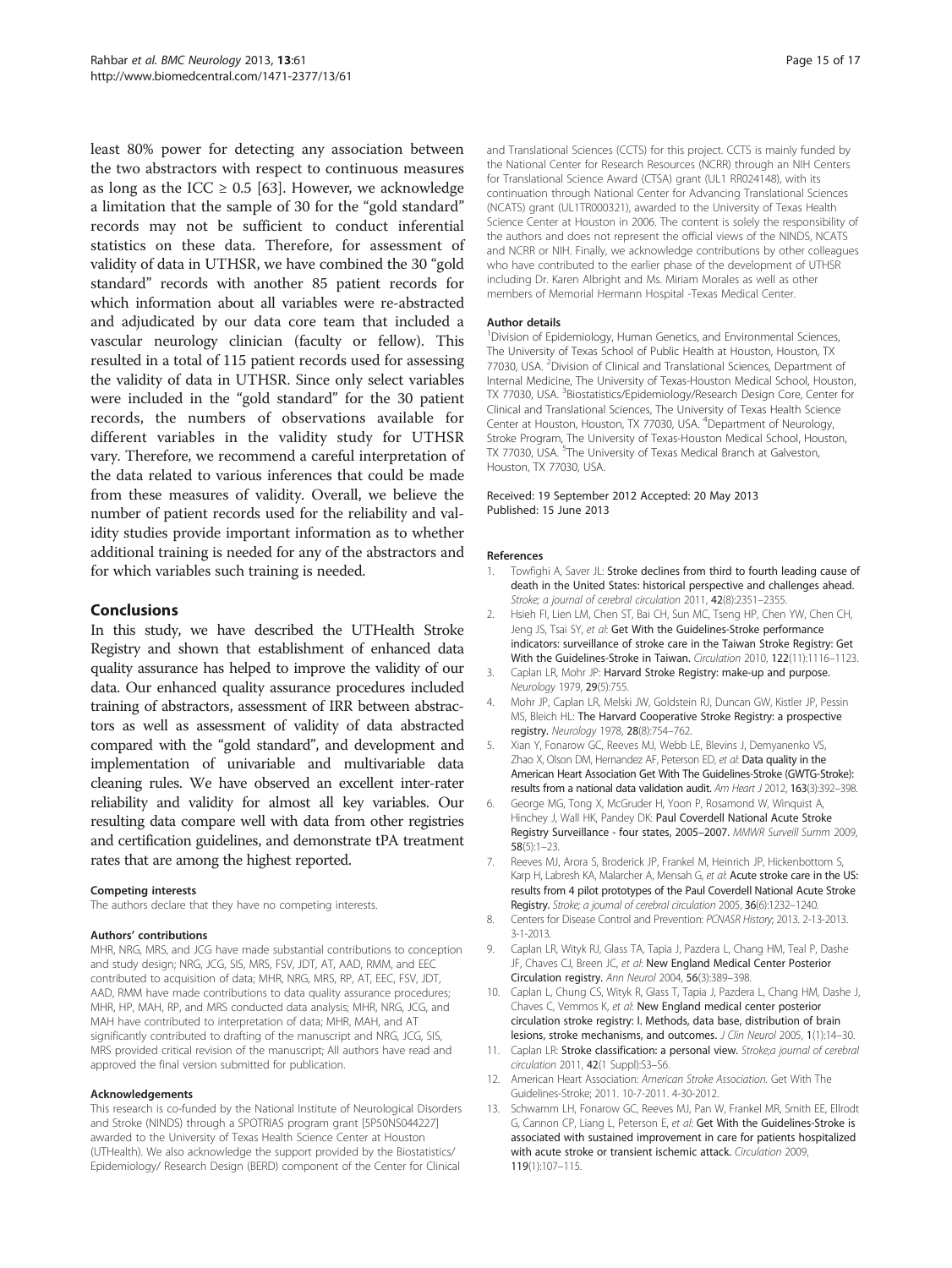least 80% power for detecting any association between the two abstractors with respect to continuous measures as long as the ICC ≥ 0.5 [63]. However, we acknowledge a limitation that the sample of 30 for the "gold standard" records may not be sufficient to conduct inferential statistics on these data. Therefore, for assessment of validity of data in UTHSR, we have combined the 30 "gold standard" records with another 85 patient records for which information about all variables were re-abstracted and adjudicated by our data core team that included a vascular neurology clinician (faculty or fellow). This resulted in a total of 115 patient records used for assessing the validity of data in UTHSR. Since only select variables were included in the "gold standard" for the 30 patient records, the numbers of observations available for different variables in the validity study for UTHSR vary. Therefore, we recommend a careful interpretation of the data related to various inferences that could be made from these measures of validity. Overall, we believe the number of patient records used for the reliability and validity studies provide important information as to whether additional training is needed for any of the abstractors and for which variables such training is needed.

## Conclusions

In this study, we have described the UTHealth Stroke Registry and shown that establishment of enhanced data quality assurance has helped to improve the validity of our data. Our enhanced quality assurance procedures included training of abstractors, assessment of IRR between abstractors as well as assessment of validity of data abstracted compared with the "gold standard", and development and implementation of univariable and multivariable data cleaning rules. We have observed an excellent inter-rater reliability and validity for almost all key variables. Our resulting data compare well with data from other registries and certification guidelines, and demonstrate tPA treatment rates that are among the highest reported.

#### Competing interests

The authors declare that they have no competing interests.

#### Authors' contributions

MHR, NRG, MRS, and JCG have made substantial contributions to conception and study design; NRG, JCG, SIS, MRS, FSV, JDT, AT, AAD, RMM, and EEC contributed to acquisition of data; MHR, NRG, MRS, RP, AT, EEC, FSV, JDT, AAD, RMM have made contributions to data quality assurance procedures; MHR, HP, MAH, RP, and MRS conducted data analysis; MHR, NRG, JCG, and MAH have contributed to interpretation of data; MHR, MAH, and AT significantly contributed to drafting of the manuscript and NRG, JCG, SIS, MRS provided critical revision of the manuscript; All authors have read and approved the final version submitted for publication.

#### Acknowledgements

This research is co-funded by the National Institute of Neurological Disorders and Stroke (NINDS) through a SPOTRIAS program grant [5P50NS044227] awarded to the University of Texas Health Science Center at Houston (UTHealth). We also acknowledge the support provided by the Biostatistics/Epidemiology/ Research Design (BERD) component of the Center for Clinical and Translational Sciences (CCTS) for this project. CCTS is mainly funded by the National Center for Research Resources (NCRR) through an NIH Centers for Translational Science Award (CTSA) grant (UL1 RR024148), with its continuation through National Center for Advancing Translational Sciences (NCATS) grant (UL1TR000321), awarded to the University of Texas Health Science Center at Houston in 2006. The content is solely the responsibility of the authors and does not represent the official views of the NINDS, NCATS and NCRR or NIH. Finally, we acknowledge contributions by other colleagues who have contributed to the earlier phase of the development of UTHSR including Dr. Karen Albright and Ms. Miriam Morales as well as other members of Memorial Hermann Hospital -Texas Medical Center.

#### Author details

[1]Division of Epidemiology, Human Genetics, and Environmental Sciences, The University of Texas School of Public Health at Houston, Houston, TX 77030, USA. [2]Division of Clinical and Translational Sciences, Department of Internal Medicine, The University of Texas-Houston Medical School, Houston, TX 77030, USA. [3]Biostatistics/Epidemiology/Research Design Core, Center for Clinical and Translational Sciences, The University of Texas Health Science Center at Houston, Houston, TX 77030, USA. [4]Department of Neurology, Stroke Program, The University of Texas-Houston Medical School, Houston, TX 77030, USA. [5]The University of Texas Medical Branch at Galveston, Houston, TX 77030, USA.

Received: 19 September 2012 Accepted: 20 May 2013
Published: 15 June 2013

#### References

1. Towfighi A, Saver JL: **Stroke declines from third to fourth leading cause of death in the United States: historical perspective and challenges ahead.** *Stroke; a journal of cerebral circulation* 2011, **42**(8):2351–2355.
2. Hsieh FI, Lien LM, Chen ST, Bai CH, Sun MC, Tseng HP, Chen YW, Chen CH, Jeng JS, Tsai SY, *et al*: **Get With the Guidelines-Stroke performance indicators: surveillance of stroke care in the Taiwan Stroke Registry: Get With the Guidelines-Stroke in Taiwan.** *Circulation* 2010, **122**(11):1116–1123.
3. Caplan LR, Mohr JP: **Harvard Stroke Registry: make-up and purpose.** *Neurology* 1979, **29**(5):755.
4. Mohr JP, Caplan LR, Melski JW, Goldstein RJ, Duncan GW, Kistler JP, Pessin MS, Bleich HL: **The Harvard Cooperative Stroke Registry: a prospective registry.** *Neurology* 1978, **28**(8):754–762.
5. Xian Y, Fonarow GC, Reeves MJ, Webb LE, Blevins J, Demyanenko VS, Zhao X, Olson DM, Hernandez AF, Peterson ED, *et al*: **Data quality in the American Heart Association Get With The Guidelines-Stroke (GWTG-Stroke): results from a national data validation audit.** *Am Heart J* 2012, **163**(3):392–398.
6. George MG, Tong X, McGruder H, Yoon P, Rosamond W, Winquist A, Hinchey J, Wall HK, Pandey DK: **Paul Coverdell National Acute Stroke Registry Surveillance - four states, 2005–2007.** *MMWR Surveill Summ* 2009, **58**(5):1–23.
7. Reeves MJ, Arora S, Broderick JP, Frankel M, Heinrich JP, Hickenbottom S, Karp H, Labresh KA, Malarcher A, Mensah G, *et al*: **Acute stroke care in the US: results from 4 pilot prototypes of the Paul Coverdell National Acute Stroke Registry.** *Stroke; a journal of cerebral circulation* 2005, **36**(6):1232–1240.
8. Centers for Disease Control and Prevention: *PCNASR History*; 2013. 2-13-2013. 3-1-2013.
9. Caplan LR, Wityk RJ, Glass TA, Tapia J, Pazdera L, Chang HM, Teal P, Dashe JF, Chaves CJ, Breen JC, *et al*: **New England Medical Center Posterior Circulation registry.** *Ann Neurol* 2004, **56**(3):389–398.
10. Caplan L, Chung CS, Wityk R, Glass T, Tapia J, Pazdera L, Chang HM, Dashe J, Chaves C, Vemmos K, *et al*: **New England medical center posterior circulation stroke registry: I. Methods, data base, distribution of brain lesions, stroke mechanisms, and outcomes.** *J Clin Neurol* 2005, **1**(1):14–30.
11. Caplan LR: **Stroke classification: a personal view.** *Stroke;a journal of cerebral circulation* 2011, **42**(1 Suppl):S3–S6.
12. American Heart Association: *American Stroke Association*. Get With The Guidelines-Stroke; 2011. 10-7-2011. 4-30-2012.
13. Schwamm LH, Fonarow GC, Reeves MJ, Pan W, Frankel MR, Smith EE, Ellrodt G, Cannon CP, Liang L, Peterson E, *et al*: **Get With the Guidelines-Stroke is associated with sustained improvement in care for patients hospitalized with acute stroke or transient ischemic attack.** *Circulation* 2009, **119**(1):107–115.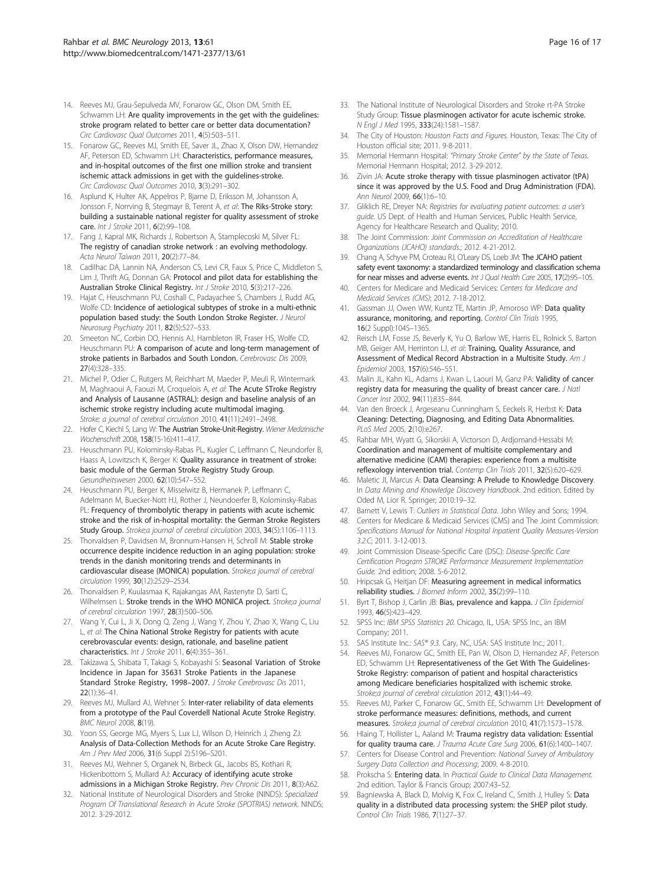14. Reeves MJ, Grau-Sepulveda MV, Fonarow GC, Olson DM, Smith EE, Schwamm LH: **Are quality improvements in the get with the guidelines: stroke program related to better care or better data documentation?** *Circ Cardiovasc Qual Outcomes* 2011, **4**(5):503–511.
15. Fonarow GC, Reeves MJ, Smith EE, Saver JL, Zhao X, Olson DW, Hernandez AF, Peterson ED, Schwamm LH: **Characteristics, performance measures, and in-hospital outcomes of the first one million stroke and transient ischemic attack admissions in get with the guidelines-stroke.** *Circ Cardiovasc Qual Outcomes* 2010, **3**(3):291–302.
16. Asplund K, Hulter AK, Appelros P, Bjarne D, Eriksson M, Johansson A, Jonsson F, Norrving B, Stegmayr B, Terent A, *et al*: **The Riks-Stroke story: building a sustainable national register for quality assessment of stroke care.** *Int J Stroke* 2011, **6**(2):99–108.
17. Fang J, Kapral MK, Richards J, Robertson A, Stamplecoski M, Silver FL: **The registry of canadian stroke network : an evolving methodology.** *Acta Neurol Taiwan* 2011, **20**(2):77–84.
18. Cadilhac DA, Lannin NA, Anderson CS, Levi CR, Faux S, Price C, Middleton S, Lim J, Thrift AG, Donnan GA: **Protocol and pilot data for establishing the Australian Stroke Clinical Registry.** *Int J Stroke* 2010, **5**(3):217–226.
19. Hajat C, Heuschmann PU, Coshall C, Padayachee S, Chambers J, Rudd AG, Wolfe CD: **Incidence of aetiological subtypes of stroke in a multi-ethnic population based study: the South London Stroke Register.** *J Neurol Neurosurg Psychiatry* 2011, **82**(5):527–533.
20. Smeeton NC, Corbin DO, Hennis AJ, Hambleton IR, Fraser HS, Wolfe CD, Heuschmann PU: **A comparison of acute and long-term management of stroke patients in Barbados and South London.** *Cerebrovasc Dis* 2009, **27**(4):328–335.
21. Michel P, Odier C, Rutgers M, Reichhart M, Maeder P, Meuli R, Wintermark M, Maghraoui A, Faouzi M, Croquelois A, *et al*: **The Acute STroke Registry and Analysis of Lausanne (ASTRAL): design and baseline analysis of an ischemic stroke registry including acute multimodal imaging.** *Stroke; a journal of cerebral circulation* 2010, **41**(11):2491–2498.
22. Hofer C, Kiechl S, Lang W: **The Austrian Stroke-Unit-Registry.** *Wiener Medizinische Wochenschrift* 2008, **158**(15-16):411–417.
23. Heuschmann PU, Kolominsky-Rabas PL, Kugler C, Leffmann C, Neundorfer B, Haass A, Lowitzsch K, Berger K: **Quality assurance in treatment of stroke: basic module of the German Stroke Registry Study Group.** *Gesundheitswesen* 2000, **62**(10):547–552.
24. Heuschmann PU, Berger K, Misselwitz B, Hermanek P, Leffmann C, Adelmann M, Buecker-Nott HJ, Rother J, Neundoerfer B, Kolominsky-Rabas PL: **Frequency of thrombolytic therapy in patients with acute ischemic stroke and the risk of in-hospital mortality: the German Stroke Registers Study Group.** *Stroke;a journal of cerebral circulation* 2003, **34**(5):1106–1113.
25. Thorvaldsen P, Davidsen M, Bronnum-Hansen H, Schroll M: **Stable stroke occurrence despite incidence reduction in an aging population: stroke trends in the danish monitoring trends and determinants in cardiovascular disease (MONICA) population.** *Stroke;a journal of cerebral circulation* 1999, **30**(12):2529–2534.
26. Thorvaldsen P, Kuulasmaa K, Rajakangas AM, Rastenyte D, Sarti C, Wilhelmsen L: **Stroke trends in the WHO MONICA project.** *Stroke;a journal of cerebral circulation* 1997, **28**(3):500–506.
27. Wang Y, Cui L, Ji X, Dong Q, Zeng J, Wang Y, Zhou Y, Zhao X, Wang C, Liu L, *et al*: **The China National Stroke Registry for patients with acute cerebrovascular events: design, rationale, and baseline patient characteristics.** *Int J Stroke* 2011, **6**(4):355–361.
28. Takizawa S, Shibata T, Takagi S, Kobayashi S: **Seasonal Variation of Stroke Incidence in Japan for 35631 Stroke Patients in the Japanese Standard Stroke Registry, 1998–2007.** *J Stroke Cerebrovasc Dis* 2011, **22**(1):36–41.
29. Reeves MJ, Mullard AJ, Wehner S: **Inter-rater reliability of data elements from a prototype of the Paul Coverdell National Acute Stroke Registry.** *BMC Neurol* 2008, **8**(19).
30. Yoon SS, George MG, Myers S, Lux LJ, Wilson D, Heinrich J, Zheng ZJ: **Analysis of Data-Collection Methods for an Acute Stroke Care Registry.** *Am J Prev Med* 2006, **31**(6 Suppl 2):S196–S201.
31. Reeves MJ, Wehner S, Organek N, Birbeck GL, Jacobs BS, Kothari R, Hickenbottom S, Mullard AJ: **Accuracy of identifying acute stroke admissions in a Michigan Stroke Registry.** *Prev Chronic Dis* 2011, **8**(3):A62.
32. National Institute of Neurological Disorders and Stroke (NINDS): *Specialized Program Of Translational Research in Acute Stroke (SPOTRIAS) network.* NINDS; 2012. 3-29-2012.
33. The National Institute of Neurological Disorders and Stroke rt-PA Stroke Study Group: **Tissue plasminogen activator for acute ischemic stroke.** *N Engl J Med* 1995, **333**(24):1581–1587.
34. The City of Houston: *Houston Facts and Figures.* Houston, Texas: The City of Houston official site; 2011. 9-8-2011.
35. Memorial Hermann Hospital: *"Primary Stroke Center" by the State of Texas.* Memorial Hermann Hospital; 2012. 3-29-2012.
36. Zivin JA: **Acute stroke therapy with tissue plasminogen activator (tPA) since it was approved by the U.S. Food and Drug Administration (FDA).** *Ann Neurol* 2009, **66**(1):6–10.
37. Gliklich RE, Dreyer NA: *Registries for evaluating patient outcomes: a user's guide.* US Dept. of Health and Human Services, Public Health Service, Agency for Healthcare Research and Quality; 2010.
38. The Joint Commission: *Joint Commission on Accreditation of Healthcare Organizations (JCAHO) standards.*; 2012. 4-21-2012.
39. Chang A, Schyve PM, Croteau RJ, O'Leary DS, Loeb JM: **The JCAHO patient safety event taxonomy: a standardized terminology and classification schema for near misses and adverse events.** *Int J Qual Health Care* 2005, **17**(2):95–105.
40. Centers for Medicare and Medicaid Services: *Centers for Medicare and Medicaid Services (CMS)*; 2012. 7-18-2012.
41. Gassman JJ, Owen WW, Kuntz TE, Martin JP, Amoroso WP: **Data quality assurance, monitoring, and reporting.** *Control Clin Trials* 1995, **16**(2 Suppl):104S–136S.
42. Reisch LM, Fosse JS, Beverly K, Yu O, Barlow WE, Harris EL, Rolnick S, Barton MB, Geiger AM, Herrinton LJ, *et al*: **Training, Quality Assurance, and Assessment of Medical Record Abstraction in a Multisite Study.** *Am J Epidemiol* 2003, **157**(6):546–551.
43. Malin JL, Kahn KL, Adams J, Kwan L, Laouri M, Ganz PA: **Validity of cancer registry data for measuring the quality of breast cancer care.** *J Natl Cancer Inst* 2002, **94**(11):835–844.
44. Van den Broeck J, Argeseanu Cunningham S, Eeckels R, Herbst K: **Data Cleaning: Detecting, Diagnosing, and Editing Data Abnormalities.** *PLoS Med* 2005, **2**(10):e267.
45. Rahbar MH, Wyatt G, Sikorskii A, Victorson D, Ardjomand-Hessabi M: **Coordination and management of multisite complementary and alternative medicine (CAM) therapies: experience from a multisite reflexology intervention trial.** *Contemp Clin Trials* 2011, **32**(5):620–629.
46. Maletic JI, Marcus A: **Data Cleansing: A Prelude to Knowledge Discovery.** In *Data Mining and Knowledge Discovery Handbook.* 2nd edition. Edited by Oded M, Lior R. Springer; 2010:19–32.
47. Barnett V, Lewis T: *Outliers in Statistical Data.* John Wiley and Sons; 1994.
48. Centers for Medicare & Medicaid Services (CMS) and The Joint Commission: *Specifications Manual for National Hospital Inpatient Quality Measures-Version 3.2.C*; 2011. 3-12-0013.
49. Joint Commission Disease-Specific Care (DSC): *Disease-Specific Care Certification Program STROKE Performance Measurement Implementation Guide.* 2nd edition; 2008. 5-6-2012.
50. Hripcsak G, Heitjan DF: **Measuring agreement in medical informatics reliability studies.** *J Biomed Inform* 2002, **35**(2):99–110.
51. Byrt T, Bishop J, Carlin JB: **Bias, prevalence and kappa.** *J Clin Epidemiol* 1993, **46**(5):423–429.
52. SPSS Inc: *IBM SPSS Statistics 20.* Chicago, IL, USA: SPSS Inc., an IBM Company; 2011.
53. SAS Institute Inc.: *SAS® 9.3.* Cary, NC, USA: SAS Institute Inc.; 2011.
54. Reeves MJ, Fonarow GC, Smith EE, Pan W, Olson D, Hernandez AF, Peterson ED, Schwamm LH: **Representativeness of the Get With The Guidelines-Stroke Registry: comparison of patient and hospital characteristics among Medicare beneficiaries hospitalized with ischemic stroke.** *Stroke;a journal of cerebral circulation* 2012, **43**(1):44–49.
55. Reeves MJ, Parker C, Fonarow GC, Smith EE, Schwamm LH: **Development of stroke performance measures: definitions, methods, and current measures.** *Stroke;a journal of cerebral circulation* 2010, **41**(7):1573–1578.
56. Hlaing T, Hollister L, Aaland M: **Trauma registry data validation: Essential for quality trauma care.** *J Trauma Acute Care Surg* 2006, **61**(6):1400–1407.
57. Centers for Disease Control and Prevention: *National Survey of Ambulatory Surgery Data Collection and Processing*; 2009. 4-8-2010.
58. Prokscha S: **Entering data.** In *Practical Guide to Clinical Data Management.* 2nd edition. Taylor & Francis Group; 2007:43–52.
59. Bagniewska A, Black D, Molvig K, Fox C, Ireland C, Smith J, Hulley S: **Data quality in a distributed data processing system: the SHEP pilot study.** *Control Clin Trials* 1986, **7**(1):27–37.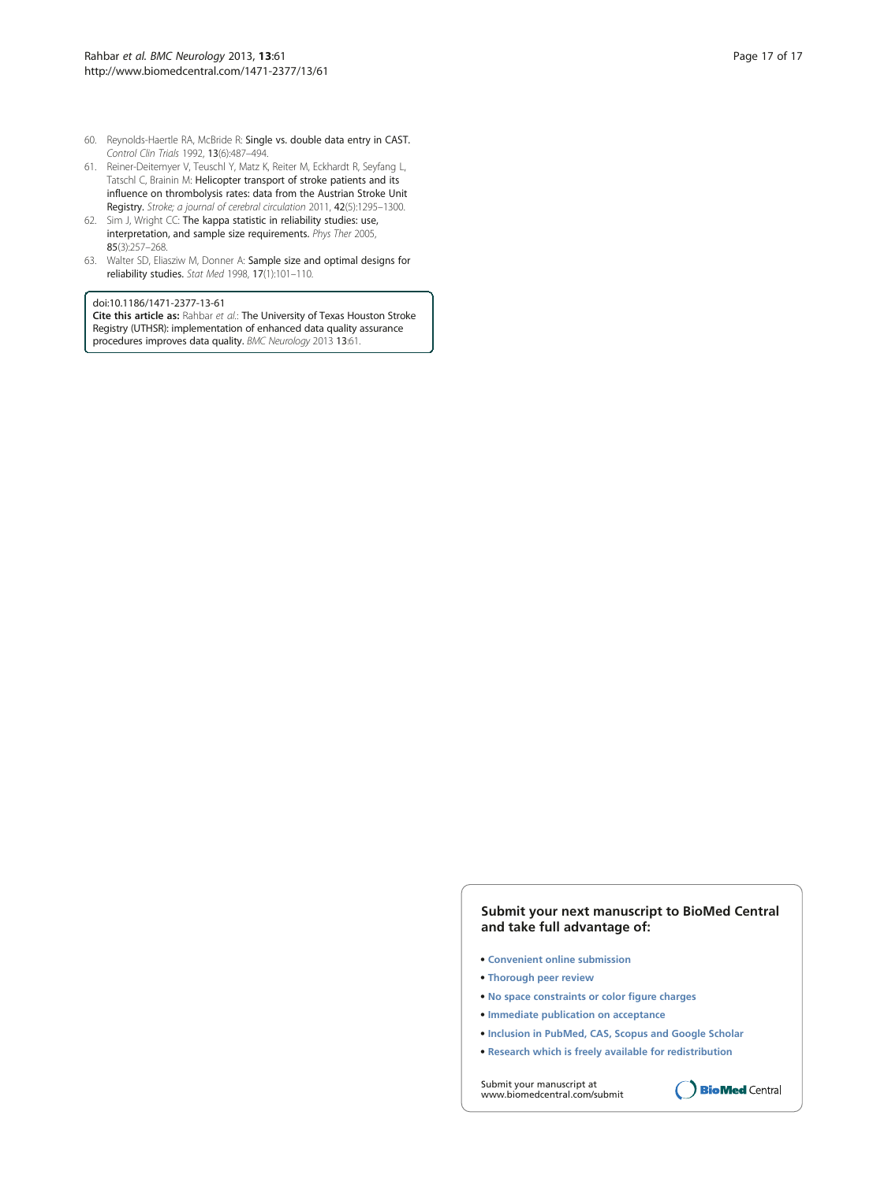60. Reynolds-Haertle RA, McBride R: Single vs. double data entry in CAST. *Control Clin Trials* 1992, **13**(6):487–494.
61. Reiner-Deitemyer V, Teuschl Y, Matz K, Reiter M, Eckhardt R, Seyfang L, Tatschl C, Brainin M: Helicopter transport of stroke patients and its influence on thrombolysis rates: data from the Austrian Stroke Unit Registry. *Stroke; a journal of cerebral circulation* 2011, **42**(5):1295–1300.
62. Sim J, Wright CC: The kappa statistic in reliability studies: use, interpretation, and sample size requirements. *Phys Ther* 2005, **85**(3):257–268.
63. Walter SD, Eliasziw M, Donner A: Sample size and optimal designs for reliability studies. *Stat Med* 1998, **17**(1):101–110.

doi:10.1186/1471-2377-13-61
**Cite this article as:** Rahbar *et al.*: The University of Texas Houston Stroke Registry (UTHSR): implementation of enhanced data quality assurance procedures improves data quality. *BMC Neurology* 2013 **13**:61.

**Submit your next manuscript to BioMed Central and take full advantage of:**

- **Convenient online submission**
- **Thorough peer review**
- **No space constraints or color figure charges**
- **Immediate publication on acceptance**
- **Inclusion in PubMed, CAS, Scopus and Google Scholar**
- **Research which is freely available for redistribution**

Submit your manuscript at
www.biomedcentral.com/submit

**BioMed** Central